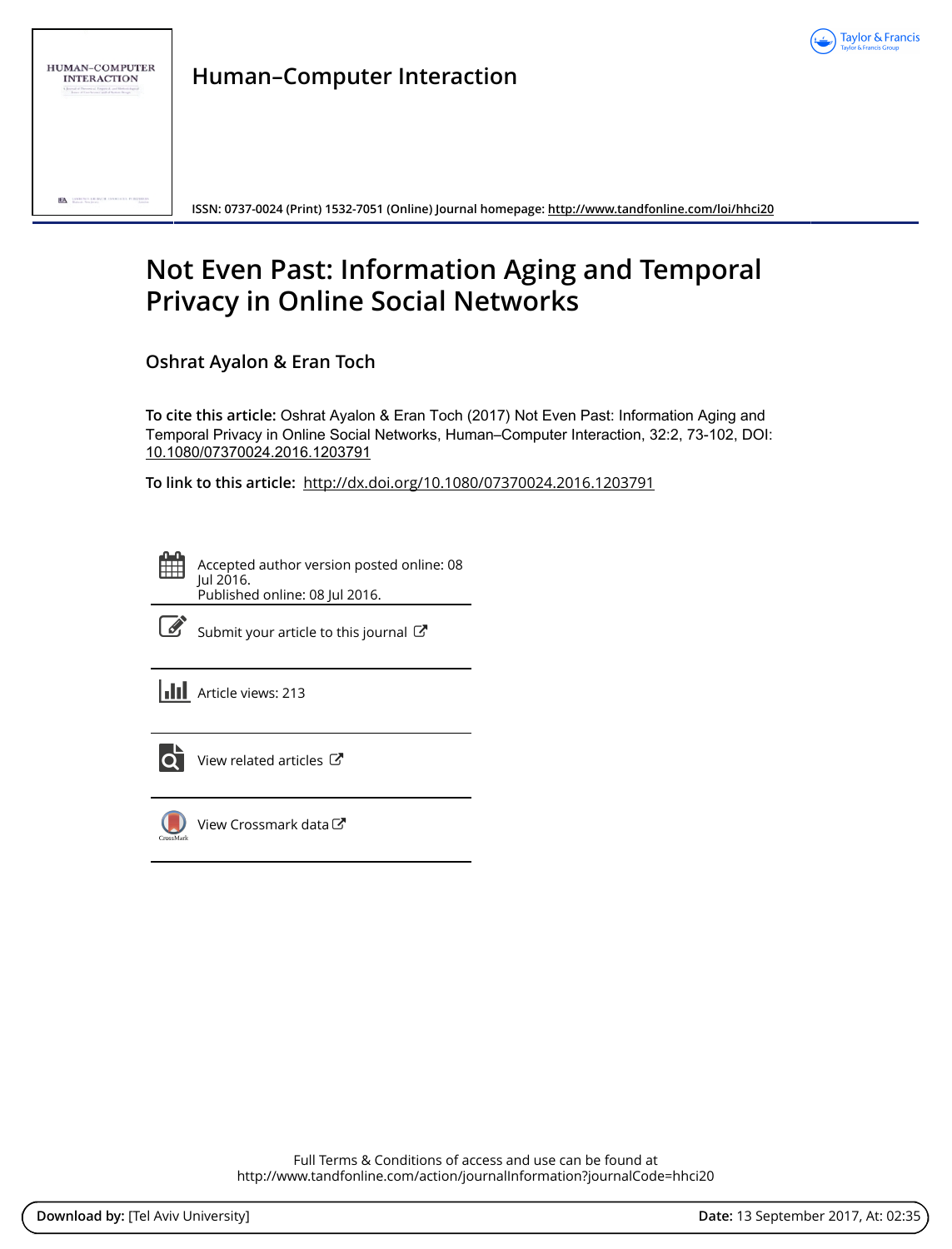Human–Computer Interaction

ISSN: 0737-0024 (Print) 1532-7051 (Online) Journal homepage: http://www.tandfonline.com/loi/hhci20

# Not Even Past: Information Aging and Temporal Privacy in Online Social Networks

Oshrat Ayalon & Eran Toch

**To cite this article:** Oshrat Ayalon & Eran Toch (2017) Not Even Past: Information Aging and Temporal Privacy in Online Social Networks, Human–Computer Interaction, 32:2, 73-102, DOI: 10.1080/07370024.2016.1203791

**To link to this article:** http://dx.doi.org/10.1080/07370024.2016.1203791

Accepted author version posted online: 08 Jul 2016.
Published online: 08 Jul 2016.

Submit your article to this journal

Article views: 213

View related articles

View Crossmark data

Full Terms & Conditions of access and use can be found at
http://www.tandfonline.com/action/journalInformation?journalCode=hhci20

**Download by:** [Tel Aviv University] **Date:** 13 September 2017, At: 02:35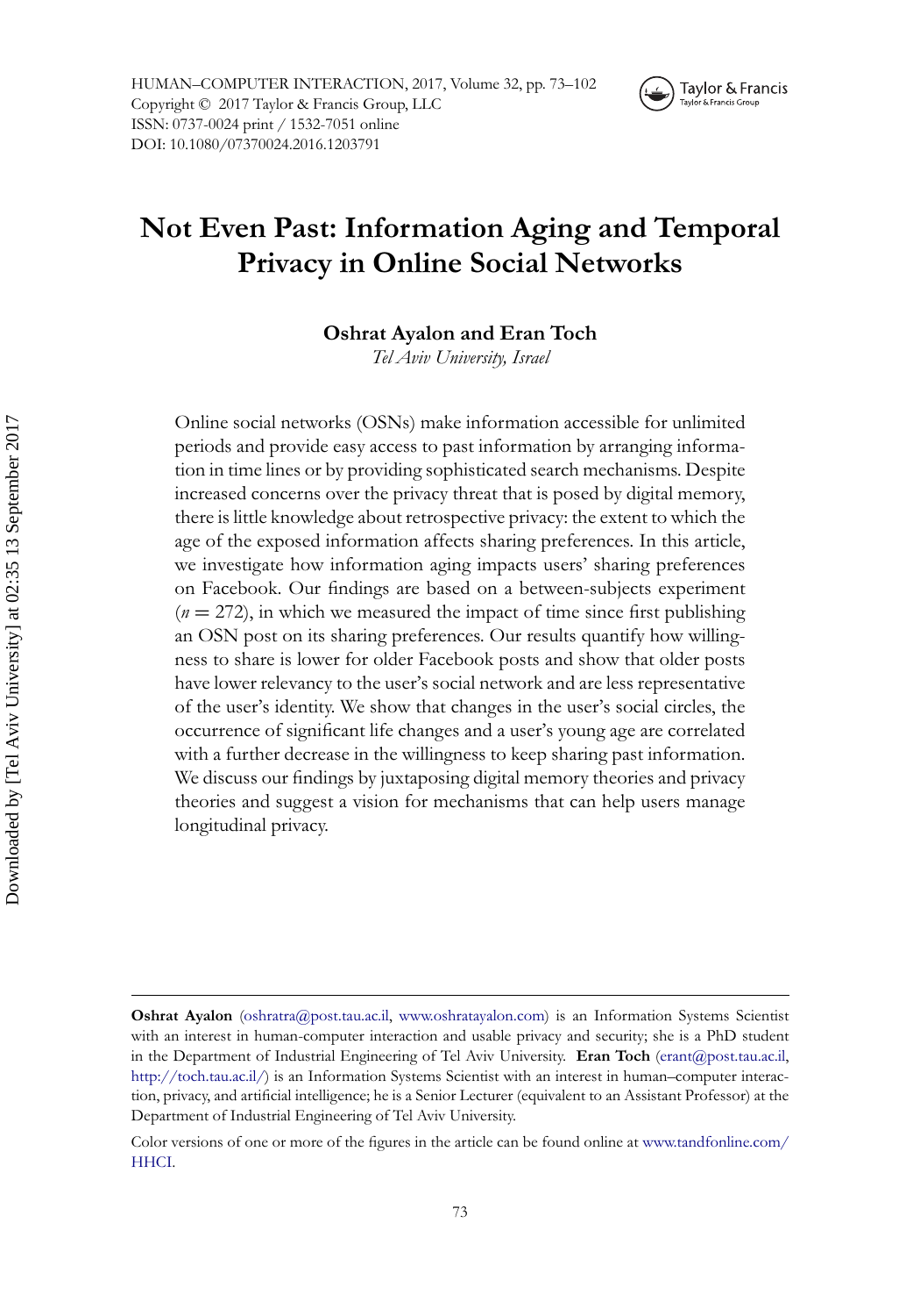# Not Even Past: Information Aging and Temporal Privacy in Online Social Networks

**Oshrat Ayalon and Eran Toch**

*Tel Aviv University, Israel*

Online social networks (OSNs) make information accessible for unlimited periods and provide easy access to past information by arranging information in time lines or by providing sophisticated search mechanisms. Despite increased concerns over the privacy threat that is posed by digital memory, there is little knowledge about retrospective privacy: the extent to which the age of the exposed information affects sharing preferences. In this article, we investigate how information aging impacts users' sharing preferences on Facebook. Our findings are based on a between-subjects experiment ($n = 272$), in which we measured the impact of time since first publishing an OSN post on its sharing preferences. Our results quantify how willingness to share is lower for older Facebook posts and show that older posts have lower relevancy to the user's social network and are less representative of the user's identity. We show that changes in the user's social circles, the occurrence of significant life changes and a user's young age are correlated with a further decrease in the willingness to keep sharing past information. We discuss our findings by juxtaposing digital memory theories and privacy theories and suggest a vision for mechanisms that can help users manage longitudinal privacy.

---

**Oshrat Ayalon** (oshratra@post.tau.ac.il, www.oshratayalon.com) is an Information Systems Scientist with an interest in human-computer interaction and usable privacy and security; she is a PhD student in the Department of Industrial Engineering of Tel Aviv University. **Eran Toch** (erant@post.tau.ac.il, http://toch.tau.ac.il/) is an Information Systems Scientist with an interest in human–computer interaction, privacy, and artificial intelligence; he is a Senior Lecturer (equivalent to an Assistant Professor) at the Department of Industrial Engineering of Tel Aviv University.

Color versions of one or more of the figures in the article can be found online at www.tandfonline.com/HHCI.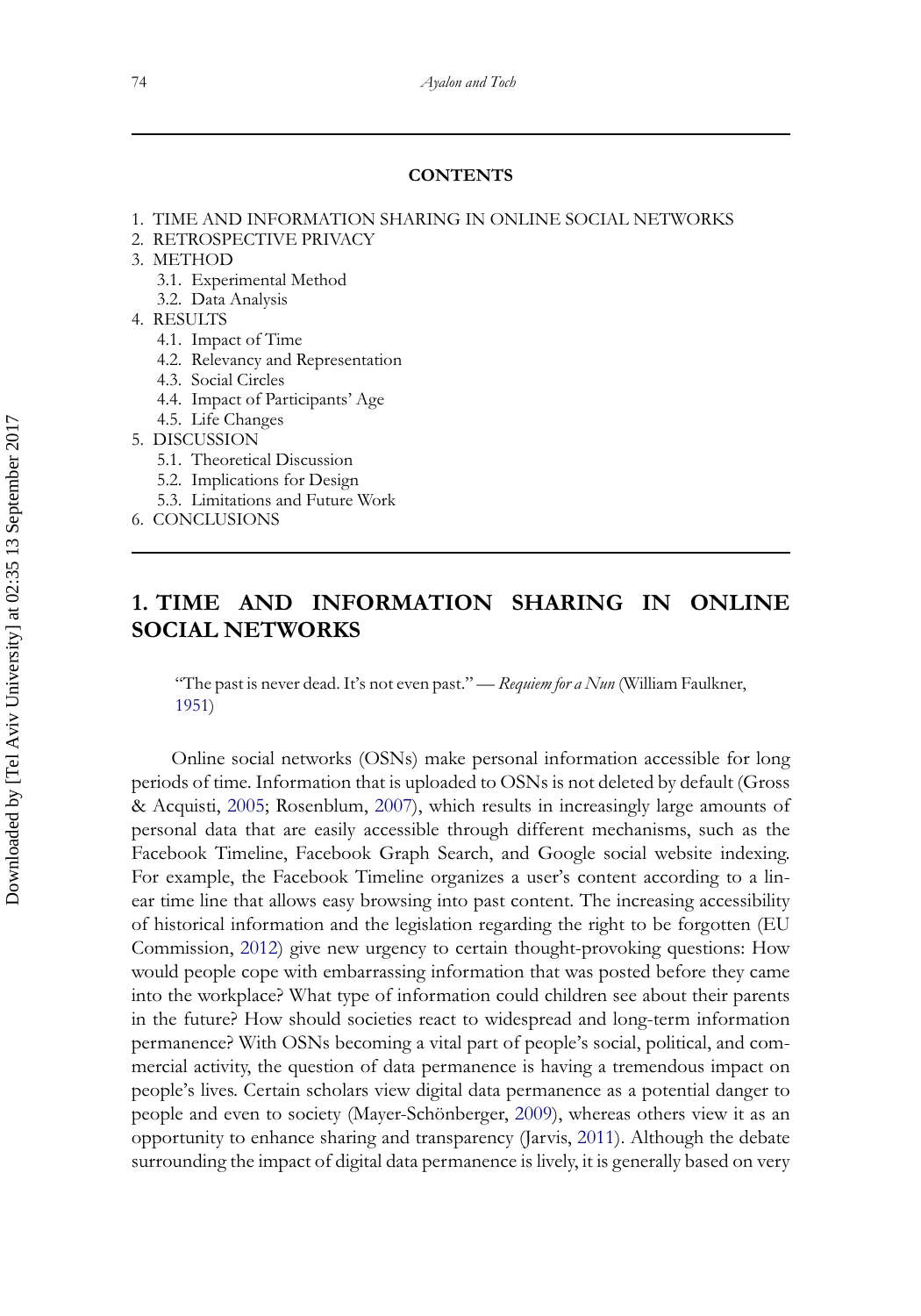**CONTENTS**

1. TIME AND INFORMATION SHARING IN ONLINE SOCIAL NETWORKS
2. RETROSPECTIVE PRIVACY
3. METHOD
   - 3.1. Experimental Method
   - 3.2. Data Analysis
4. RESULTS
   - 4.1. Impact of Time
   - 4.2. Relevancy and Representation
   - 4.3. Social Circles
   - 4.4. Impact of Participants' Age
   - 4.5. Life Changes
5. DISCUSSION
   - 5.1. Theoretical Discussion
   - 5.2. Implications for Design
   - 5.3. Limitations and Future Work
6. CONCLUSIONS

# 1. TIME AND INFORMATION SHARING IN ONLINE SOCIAL NETWORKS

> "The past is never dead. It's not even past." — *Requiem for a Nun* (William Faulkner, 1951)

Online social networks (OSNs) make personal information accessible for long periods of time. Information that is uploaded to OSNs is not deleted by default (Gross & Acquisti, 2005; Rosenblum, 2007), which results in increasingly large amounts of personal data that are easily accessible through different mechanisms, such as the Facebook Timeline, Facebook Graph Search, and Google social website indexing. For example, the Facebook Timeline organizes a user's content according to a linear time line that allows easy browsing into past content. The increasing accessibility of historical information and the legislation regarding the right to be forgotten (EU Commission, 2012) give new urgency to certain thought-provoking questions: How would people cope with embarrassing information that was posted before they came into the workplace? What type of information could children see about their parents in the future? How should societies react to widespread and long-term information permanence? With OSNs becoming a vital part of people's social, political, and commercial activity, the question of data permanence is having a tremendous impact on people's lives. Certain scholars view digital data permanence as a potential danger to people and even to society (Mayer-Schönberger, 2009), whereas others view it as an opportunity to enhance sharing and transparency (Jarvis, 2011). Although the debate surrounding the impact of digital data permanence is lively, it is generally based on very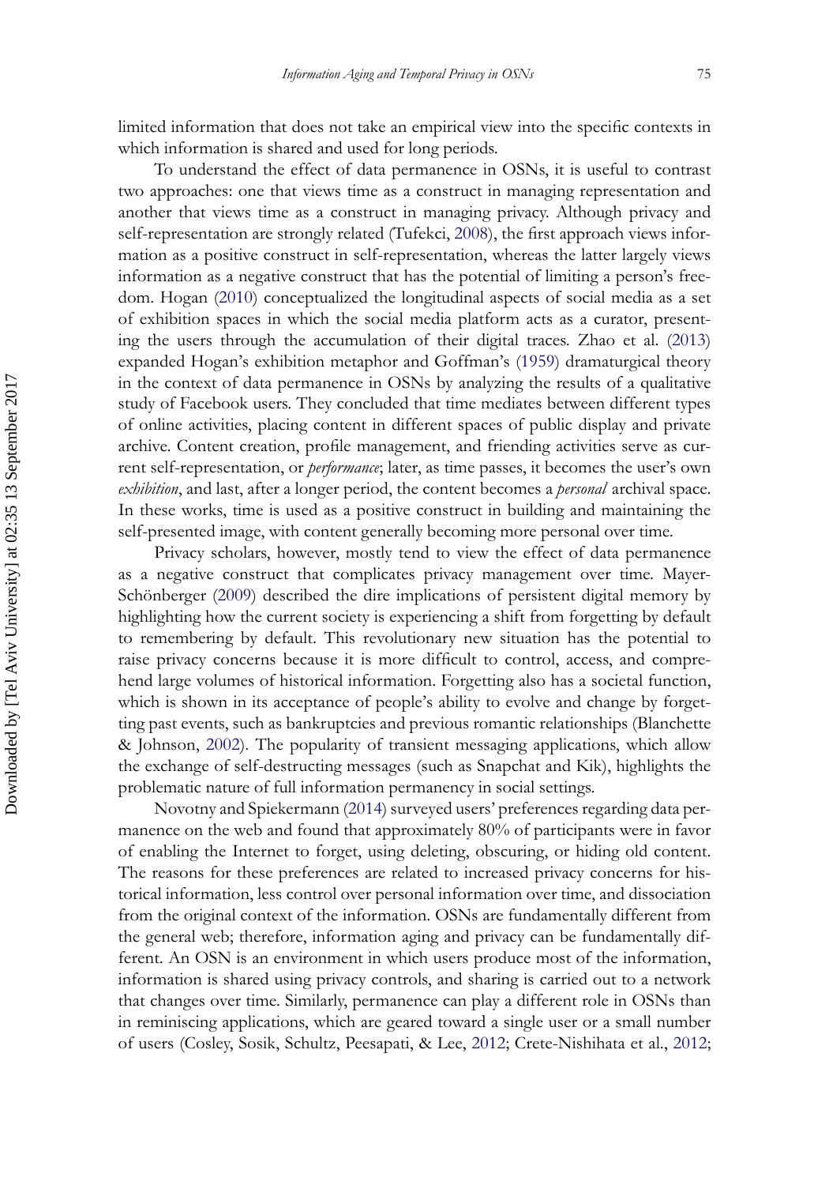limited information that does not take an empirical view into the specific contexts in which information is shared and used for long periods.

To understand the effect of data permanence in OSNs, it is useful to contrast two approaches: one that views time as a construct in managing representation and another that views time as a construct in managing privacy. Although privacy and self-representation are strongly related (Tufekci, 2008), the first approach views information as a positive construct in self-representation, whereas the latter largely views information as a negative construct that has the potential of limiting a person's freedom. Hogan (2010) conceptualized the longitudinal aspects of social media as a set of exhibition spaces in which the social media platform acts as a curator, presenting the users through the accumulation of their digital traces. Zhao et al. (2013) expanded Hogan's exhibition metaphor and Goffman's (1959) dramaturgical theory in the context of data permanence in OSNs by analyzing the results of a qualitative study of Facebook users. They concluded that time mediates between different types of online activities, placing content in different spaces of public display and private archive. Content creation, profile management, and friending activities serve as current self-representation, or *performance*; later, as time passes, it becomes the user's own *exhibition*, and last, after a longer period, the content becomes a *personal* archival space. In these works, time is used as a positive construct in building and maintaining the self-presented image, with content generally becoming more personal over time.

Privacy scholars, however, mostly tend to view the effect of data permanence as a negative construct that complicates privacy management over time. Mayer-Schönberger (2009) described the dire implications of persistent digital memory by highlighting how the current society is experiencing a shift from forgetting by default to remembering by default. This revolutionary new situation has the potential to raise privacy concerns because it is more difficult to control, access, and comprehend large volumes of historical information. Forgetting also has a societal function, which is shown in its acceptance of people's ability to evolve and change by forgetting past events, such as bankruptcies and previous romantic relationships (Blanchette & Johnson, 2002). The popularity of transient messaging applications, which allow the exchange of self-destructing messages (such as Snapchat and Kik), highlights the problematic nature of full information permanency in social settings.

Novotny and Spiekermann (2014) surveyed users' preferences regarding data permanence on the web and found that approximately 80% of participants were in favor of enabling the Internet to forget, using deleting, obscuring, or hiding old content. The reasons for these preferences are related to increased privacy concerns for historical information, less control over personal information over time, and dissociation from the original context of the information. OSNs are fundamentally different from the general web; therefore, information aging and privacy can be fundamentally different. An OSN is an environment in which users produce most of the information, information is shared using privacy controls, and sharing is carried out to a network that changes over time. Similarly, permanence can play a different role in OSNs than in reminiscing applications, which are geared toward a single user or a small number of users (Cosley, Sosik, Schultz, Peesapati, & Lee, 2012; Crete-Nishihata et al., 2012;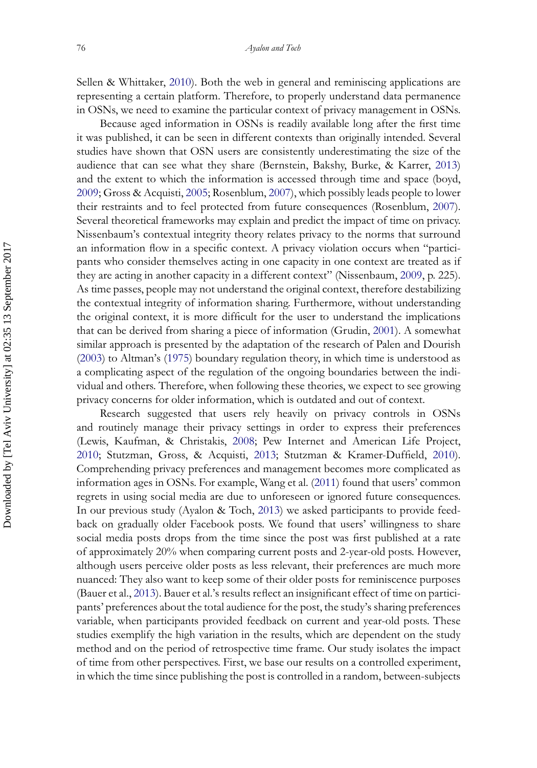Sellen & Whittaker, 2010). Both the web in general and reminiscing applications are representing a certain platform. Therefore, to properly understand data permanence in OSNs, we need to examine the particular context of privacy management in OSNs.

Because aged information in OSNs is readily available long after the first time it was published, it can be seen in different contexts than originally intended. Several studies have shown that OSN users are consistently underestimating the size of the audience that can see what they share (Bernstein, Bakshy, Burke, & Karrer, 2013) and the extent to which the information is accessed through time and space (boyd, 2009; Gross & Acquisti, 2005; Rosenblum, 2007), which possibly leads people to lower their restraints and to feel protected from future consequences (Rosenblum, 2007). Several theoretical frameworks may explain and predict the impact of time on privacy. Nissenbaum's contextual integrity theory relates privacy to the norms that surround an information flow in a specific context. A privacy violation occurs when "participants who consider themselves acting in one capacity in one context are treated as if they are acting in another capacity in a different context" (Nissenbaum, 2009, p. 225). As time passes, people may not understand the original context, therefore destabilizing the contextual integrity of information sharing. Furthermore, without understanding the original context, it is more difficult for the user to understand the implications that can be derived from sharing a piece of information (Grudin, 2001). A somewhat similar approach is presented by the adaptation of the research of Palen and Dourish (2003) to Altman's (1975) boundary regulation theory, in which time is understood as a complicating aspect of the regulation of the ongoing boundaries between the individual and others. Therefore, when following these theories, we expect to see growing privacy concerns for older information, which is outdated and out of context.

Research suggested that users rely heavily on privacy controls in OSNs and routinely manage their privacy settings in order to express their preferences (Lewis, Kaufman, & Christakis, 2008; Pew Internet and American Life Project, 2010; Stutzman, Gross, & Acquisti, 2013; Stutzman & Kramer-Duffield, 2010). Comprehending privacy preferences and management becomes more complicated as information ages in OSNs. For example, Wang et al. (2011) found that users' common regrets in using social media are due to unforeseen or ignored future consequences. In our previous study (Ayalon & Toch, 2013) we asked participants to provide feedback on gradually older Facebook posts. We found that users' willingness to share social media posts drops from the time since the post was first published at a rate of approximately 20% when comparing current posts and 2-year-old posts. However, although users perceive older posts as less relevant, their preferences are much more nuanced: They also want to keep some of their older posts for reminiscence purposes (Bauer et al., 2013). Bauer et al.'s results reflect an insignificant effect of time on participants' preferences about the total audience for the post, the study's sharing preferences variable, when participants provided feedback on current and year-old posts. These studies exemplify the high variation in the results, which are dependent on the study method and on the period of retrospective time frame. Our study isolates the impact of time from other perspectives. First, we base our results on a controlled experiment, in which the time since publishing the post is controlled in a random, between-subjects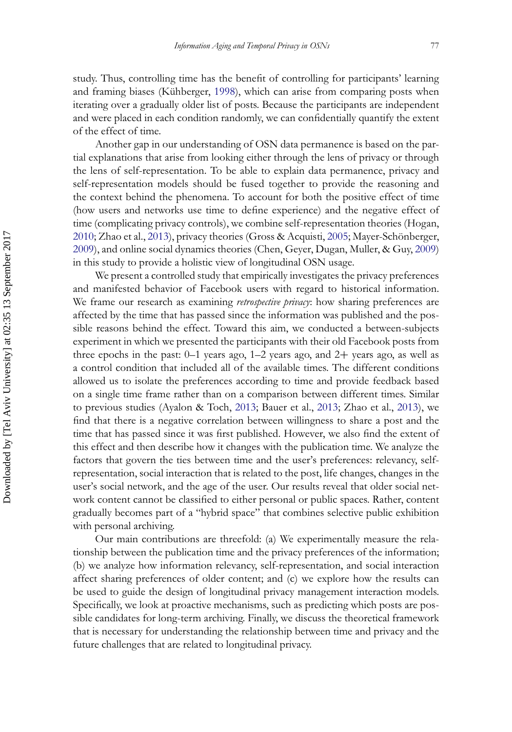study. Thus, controlling time has the benefit of controlling for participants' learning and framing biases (Kühberger, 1998), which can arise from comparing posts when iterating over a gradually older list of posts. Because the participants are independent and were placed in each condition randomly, we can confidentially quantify the extent of the effect of time.

Another gap in our understanding of OSN data permanence is based on the partial explanations that arise from looking either through the lens of privacy or through the lens of self-representation. To be able to explain data permanence, privacy and self-representation models should be fused together to provide the reasoning and the context behind the phenomena. To account for both the positive effect of time (how users and networks use time to define experience) and the negative effect of time (complicating privacy controls), we combine self-representation theories (Hogan, 2010; Zhao et al., 2013), privacy theories (Gross & Acquisti, 2005; Mayer-Schönberger, 2009), and online social dynamics theories (Chen, Geyer, Dugan, Muller, & Guy, 2009) in this study to provide a holistic view of longitudinal OSN usage.

We present a controlled study that empirically investigates the privacy preferences and manifested behavior of Facebook users with regard to historical information. We frame our research as examining *retrospective privacy*: how sharing preferences are affected by the time that has passed since the information was published and the possible reasons behind the effect. Toward this aim, we conducted a between-subjects experiment in which we presented the participants with their old Facebook posts from three epochs in the past: 0–1 years ago, 1–2 years ago, and 2+ years ago, as well as a control condition that included all of the available times. The different conditions allowed us to isolate the preferences according to time and provide feedback based on a single time frame rather than on a comparison between different times. Similar to previous studies (Ayalon & Toch, 2013; Bauer et al., 2013; Zhao et al., 2013), we find that there is a negative correlation between willingness to share a post and the time that has passed since it was first published. However, we also find the extent of this effect and then describe how it changes with the publication time. We analyze the factors that govern the ties between time and the user's preferences: relevancy, self-representation, social interaction that is related to the post, life changes, changes in the user's social network, and the age of the user. Our results reveal that older social network content cannot be classified to either personal or public spaces. Rather, content gradually becomes part of a "hybrid space" that combines selective public exhibition with personal archiving.

Our main contributions are threefold: (a) We experimentally measure the relationship between the publication time and the privacy preferences of the information; (b) we analyze how information relevancy, self-representation, and social interaction affect sharing preferences of older content; and (c) we explore how the results can be used to guide the design of longitudinal privacy management interaction models. Specifically, we look at proactive mechanisms, such as predicting which posts are possible candidates for long-term archiving. Finally, we discuss the theoretical framework that is necessary for understanding the relationship between time and privacy and the future challenges that are related to longitudinal privacy.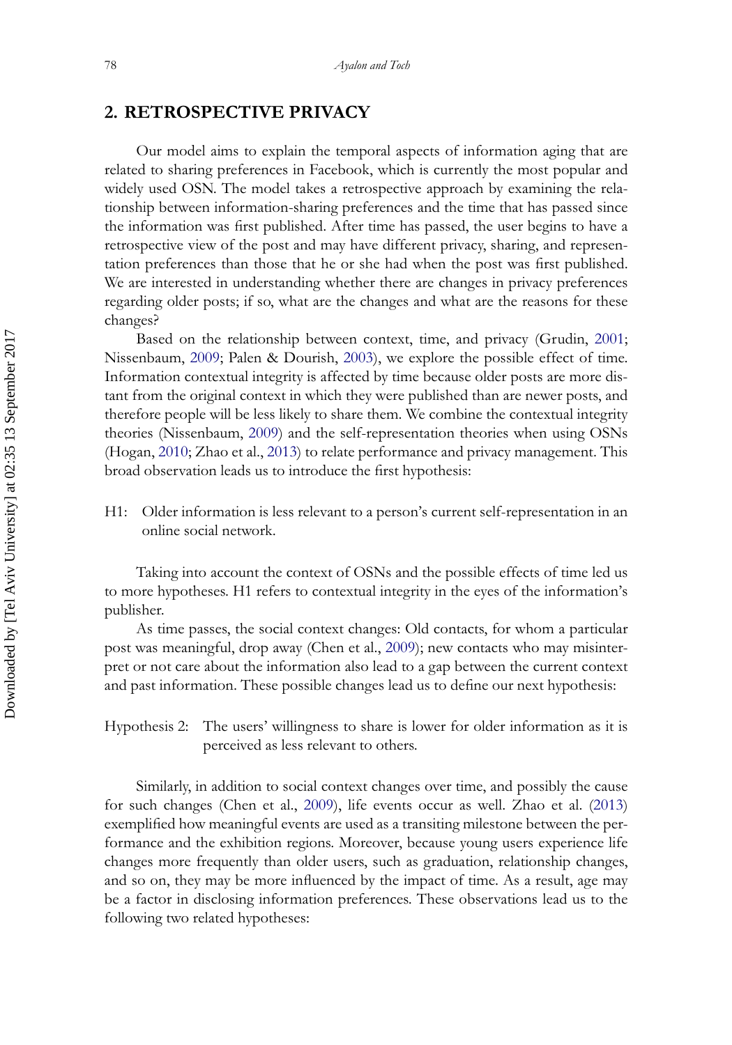## 2. RETROSPECTIVE PRIVACY

Our model aims to explain the temporal aspects of information aging that are related to sharing preferences in Facebook, which is currently the most popular and widely used OSN. The model takes a retrospective approach by examining the relationship between information-sharing preferences and the time that has passed since the information was first published. After time has passed, the user begins to have a retrospective view of the post and may have different privacy, sharing, and representation preferences than those that he or she had when the post was first published. We are interested in understanding whether there are changes in privacy preferences regarding older posts; if so, what are the changes and what are the reasons for these changes?

Based on the relationship between context, time, and privacy (Grudin, 2001; Nissenbaum, 2009; Palen & Dourish, 2003), we explore the possible effect of time. Information contextual integrity is affected by time because older posts are more distant from the original context in which they were published than are newer posts, and therefore people will be less likely to share them. We combine the contextual integrity theories (Nissenbaum, 2009) and the self-representation theories when using OSNs (Hogan, 2010; Zhao et al., 2013) to relate performance and privacy management. This broad observation leads us to introduce the first hypothesis:

H1: Older information is less relevant to a person's current self-representation in an online social network.

Taking into account the context of OSNs and the possible effects of time led us to more hypotheses. H1 refers to contextual integrity in the eyes of the information's publisher.

As time passes, the social context changes: Old contacts, for whom a particular post was meaningful, drop away (Chen et al., 2009); new contacts who may misinterpret or not care about the information also lead to a gap between the current context and past information. These possible changes lead us to define our next hypothesis:

Hypothesis 2: The users' willingness to share is lower for older information as it is perceived as less relevant to others.

Similarly, in addition to social context changes over time, and possibly the cause for such changes (Chen et al., 2009), life events occur as well. Zhao et al. (2013) exemplified how meaningful events are used as a transiting milestone between the performance and the exhibition regions. Moreover, because young users experience life changes more frequently than older users, such as graduation, relationship changes, and so on, they may be more influenced by the impact of time. As a result, age may be a factor in disclosing information preferences. These observations lead us to the following two related hypotheses: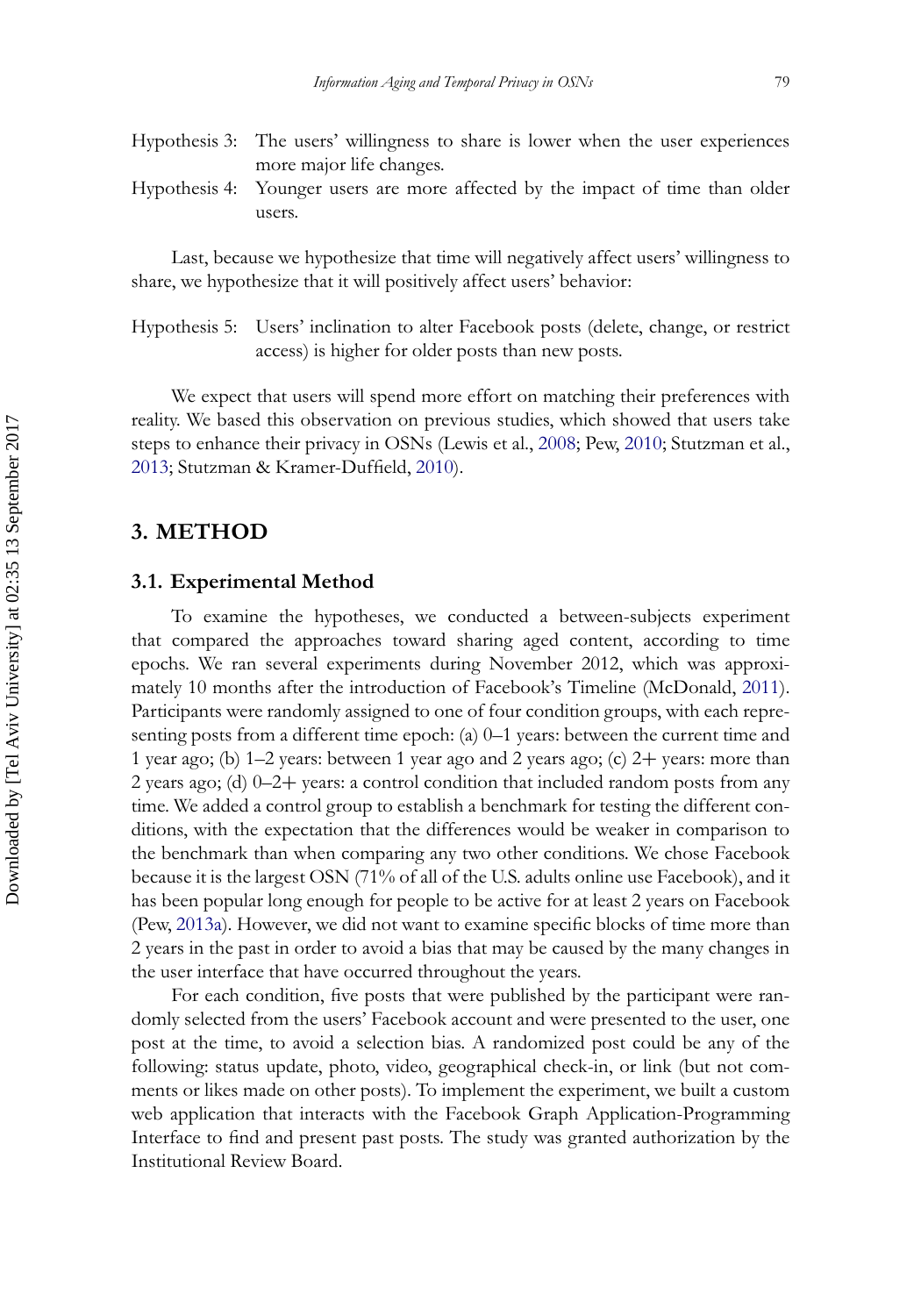Hypothesis 3: The users' willingness to share is lower when the user experiences more major life changes.

Hypothesis 4: Younger users are more affected by the impact of time than older users.

Last, because we hypothesize that time will negatively affect users' willingness to share, we hypothesize that it will positively affect users' behavior:

Hypothesis 5: Users' inclination to alter Facebook posts (delete, change, or restrict access) is higher for older posts than new posts.

We expect that users will spend more effort on matching their preferences with reality. We based this observation on previous studies, which showed that users take steps to enhance their privacy in OSNs (Lewis et al., 2008; Pew, 2010; Stutzman et al., 2013; Stutzman & Kramer-Duffield, 2010).

## 3. METHOD

### 3.1. Experimental Method

To examine the hypotheses, we conducted a between-subjects experiment that compared the approaches toward sharing aged content, according to time epochs. We ran several experiments during November 2012, which was approximately 10 months after the introduction of Facebook's Timeline (McDonald, 2011). Participants were randomly assigned to one of four condition groups, with each representing posts from a different time epoch: (a) 0–1 years: between the current time and 1 year ago; (b) 1–2 years: between 1 year ago and 2 years ago; (c) 2+ years: more than 2 years ago; (d) 0–2+ years: a control condition that included random posts from any time. We added a control group to establish a benchmark for testing the different conditions, with the expectation that the differences would be weaker in comparison to the benchmark than when comparing any two other conditions. We chose Facebook because it is the largest OSN (71% of all of the U.S. adults online use Facebook), and it has been popular long enough for people to be active for at least 2 years on Facebook (Pew, 2013a). However, we did not want to examine specific blocks of time more than 2 years in the past in order to avoid a bias that may be caused by the many changes in the user interface that have occurred throughout the years.

For each condition, five posts that were published by the participant were randomly selected from the users' Facebook account and were presented to the user, one post at the time, to avoid a selection bias. A randomized post could be any of the following: status update, photo, video, geographical check-in, or link (but not comments or likes made on other posts). To implement the experiment, we built a custom web application that interacts with the Facebook Graph Application-Programming Interface to find and present past posts. The study was granted authorization by the Institutional Review Board.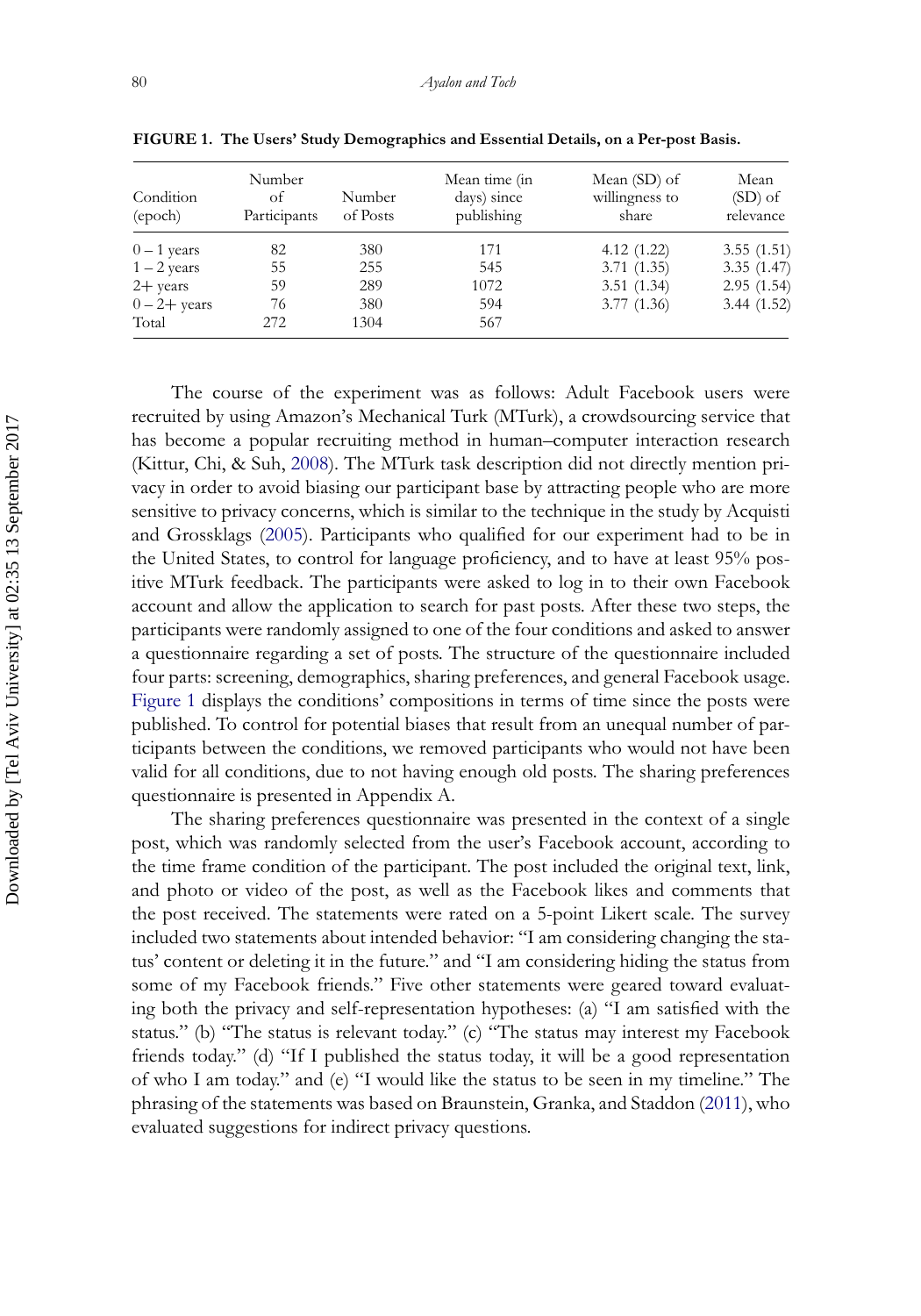**FIGURE 1. The Users' Study Demographics and Essential Details, on a Per-post Basis.**

| Condition (epoch) | Number of Participants | Number of Posts | Mean time (in days) since publishing | Mean (SD) of willingness to share | Mean (SD) of relevance |
|---|---|---|---|---|---|
| 0 – 1 years | 82 | 380 | 171 | 4.12 (1.22) | 3.55 (1.51) |
| 1 – 2 years | 55 | 255 | 545 | 3.71 (1.35) | 3.35 (1.47) |
| 2+ years | 59 | 289 | 1072 | 3.51 (1.34) | 2.95 (1.54) |
| 0 – 2+ years | 76 | 380 | 594 | 3.77 (1.36) | 3.44 (1.52) |
| Total | 272 | 1304 | 567 | | |

The course of the experiment was as follows: Adult Facebook users were recruited by using Amazon's Mechanical Turk (MTurk), a crowdsourcing service that has become a popular recruiting method in human–computer interaction research (Kittur, Chi, & Suh, 2008). The MTurk task description did not directly mention privacy in order to avoid biasing our participant base by attracting people who are more sensitive to privacy concerns, which is similar to the technique in the study by Acquisti and Grossklags (2005). Participants who qualified for our experiment had to be in the United States, to control for language proficiency, and to have at least 95% positive MTurk feedback. The participants were asked to log in to their own Facebook account and allow the application to search for past posts. After these two steps, the participants were randomly assigned to one of the four conditions and asked to answer a questionnaire regarding a set of posts. The structure of the questionnaire included four parts: screening, demographics, sharing preferences, and general Facebook usage. Figure 1 displays the conditions' compositions in terms of time since the posts were published. To control for potential biases that result from an unequal number of participants between the conditions, we removed participants who would not have been valid for all conditions, due to not having enough old posts. The sharing preferences questionnaire is presented in Appendix A.

The sharing preferences questionnaire was presented in the context of a single post, which was randomly selected from the user's Facebook account, according to the time frame condition of the participant. The post included the original text, link, and photo or video of the post, as well as the Facebook likes and comments that the post received. The statements were rated on a 5-point Likert scale. The survey included two statements about intended behavior: "I am considering changing the status' content or deleting it in the future." and "I am considering hiding the status from some of my Facebook friends." Five other statements were geared toward evaluating both the privacy and self-representation hypotheses: (a) "I am satisfied with the status." (b) "The status is relevant today." (c) "The status may interest my Facebook friends today." (d) "If I published the status today, it will be a good representation of who I am today." and (e) "I would like the status to be seen in my timeline." The phrasing of the statements was based on Braunstein, Granka, and Staddon (2011), who evaluated suggestions for indirect privacy questions.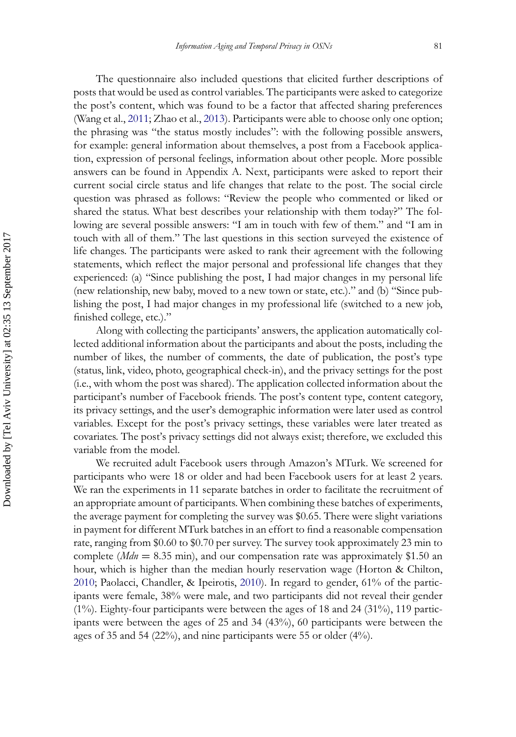The questionnaire also included questions that elicited further descriptions of posts that would be used as control variables. The participants were asked to categorize the post's content, which was found to be a factor that affected sharing preferences (Wang et al., 2011; Zhao et al., 2013). Participants were able to choose only one option; the phrasing was "the status mostly includes": with the following possible answers, for example: general information about themselves, a post from a Facebook application, expression of personal feelings, information about other people. More possible answers can be found in Appendix A. Next, participants were asked to report their current social circle status and life changes that relate to the post. The social circle question was phrased as follows: "Review the people who commented or liked or shared the status. What best describes your relationship with them today?" The following are several possible answers: "I am in touch with few of them." and "I am in touch with all of them." The last questions in this section surveyed the existence of life changes. The participants were asked to rank their agreement with the following statements, which reflect the major personal and professional life changes that they experienced: (a) "Since publishing the post, I had major changes in my personal life (new relationship, new baby, moved to a new town or state, etc.)." and (b) "Since publishing the post, I had major changes in my professional life (switched to a new job, finished college, etc.)."

Along with collecting the participants' answers, the application automatically collected additional information about the participants and about the posts, including the number of likes, the number of comments, the date of publication, the post's type (status, link, video, photo, geographical check-in), and the privacy settings for the post (i.e., with whom the post was shared). The application collected information about the participant's number of Facebook friends. The post's content type, content category, its privacy settings, and the user's demographic information were later used as control variables. Except for the post's privacy settings, these variables were later treated as covariates. The post's privacy settings did not always exist; therefore, we excluded this variable from the model.

We recruited adult Facebook users through Amazon's MTurk. We screened for participants who were 18 or older and had been Facebook users for at least 2 years. We ran the experiments in 11 separate batches in order to facilitate the recruitment of an appropriate amount of participants. When combining these batches of experiments, the average payment for completing the survey was \$0.65. There were slight variations in payment for different MTurk batches in an effort to find a reasonable compensation rate, ranging from \$0.60 to \$0.70 per survey. The survey took approximately 23 min to complete (*Mdn* = 8.35 min), and our compensation rate was approximately \$1.50 an hour, which is higher than the median hourly reservation wage (Horton & Chilton, 2010; Paolacci, Chandler, & Ipeirotis, 2010). In regard to gender, 61% of the participants were female, 38% were male, and two participants did not reveal their gender (1%). Eighty-four participants were between the ages of 18 and 24 (31%), 119 participants were between the ages of 25 and 34 (43%), 60 participants were between the ages of 35 and 54 (22%), and nine participants were 55 or older (4%).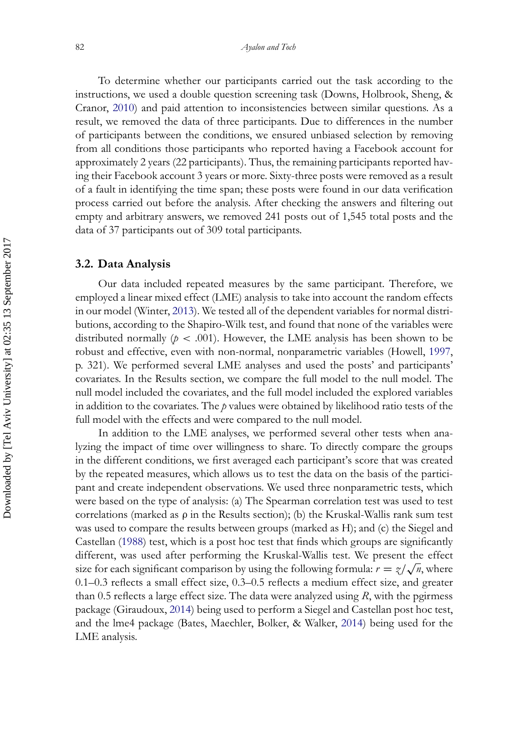To determine whether our participants carried out the task according to the instructions, we used a double question screening task (Downs, Holbrook, Sheng, & Cranor, 2010) and paid attention to inconsistencies between similar questions. As a result, we removed the data of three participants. Due to differences in the number of participants between the conditions, we ensured unbiased selection by removing from all conditions those participants who reported having a Facebook account for approximately 2 years (22 participants). Thus, the remaining participants reported having their Facebook account 3 years or more. Sixty-three posts were removed as a result of a fault in identifying the time span; these posts were found in our data verification process carried out before the analysis. After checking the answers and filtering out empty and arbitrary answers, we removed 241 posts out of 1,545 total posts and the data of 37 participants out of 309 total participants.

### 3.2. Data Analysis

Our data included repeated measures by the same participant. Therefore, we employed a linear mixed effect (LME) analysis to take into account the random effects in our model (Winter, 2013). We tested all of the dependent variables for normal distributions, according to the Shapiro-Wilk test, and found that none of the variables were distributed normally ($p < .001$). However, the LME analysis has been shown to be robust and effective, even with non-normal, nonparametric variables (Howell, 1997, p. 321). We performed several LME analyses and used the posts' and participants' covariates. In the Results section, we compare the full model to the null model. The null model included the covariates, and the full model included the explored variables in addition to the covariates. The $p$ values were obtained by likelihood ratio tests of the full model with the effects and were compared to the null model.

In addition to the LME analyses, we performed several other tests when analyzing the impact of time over willingness to share. To directly compare the groups in the different conditions, we first averaged each participant's score that was created by the repeated measures, which allows us to test the data on the basis of the participant and create independent observations. We used three nonparametric tests, which were based on the type of analysis: (a) The Spearman correlation test was used to test correlations (marked as $\rho$ in the Results section); (b) the Kruskal-Wallis rank sum test was used to compare the results between groups (marked as H); and (c) the Siegel and Castellan (1988) test, which is a post hoc test that finds which groups are significantly different, was used after performing the Kruskal-Wallis test. We present the effect size for each significant comparison by using the following formula: $r = z/\sqrt{n}$, where 0.1–0.3 reflects a small effect size, 0.3–0.5 reflects a medium effect size, and greater than 0.5 reflects a large effect size. The data were analyzed using $R$, with the pgirmess package (Giraudoux, 2014) being used to perform a Siegel and Castellan post hoc test, and the lme4 package (Bates, Maechler, Bolker, & Walker, 2014) being used for the LME analysis.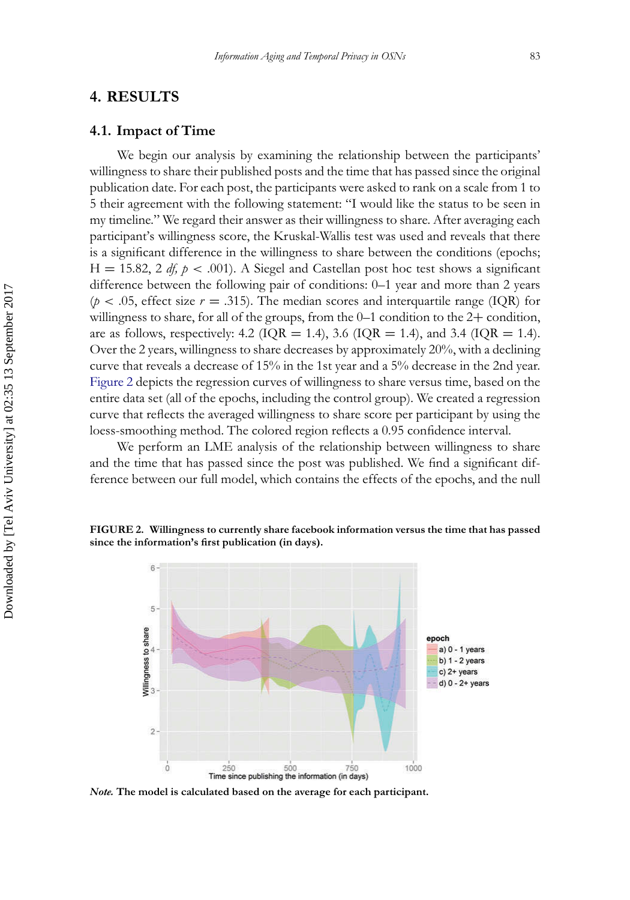## 4. RESULTS

### 4.1. Impact of Time

We begin our analysis by examining the relationship between the participants' willingness to share their published posts and the time that has passed since the original publication date. For each post, the participants were asked to rank on a scale from 1 to 5 their agreement with the following statement: "I would like the status to be seen in my timeline." We regard their answer as their willingness to share. After averaging each participant's willingness score, the Kruskal-Wallis test was used and reveals that there is a significant difference in the willingness to share between the conditions (epochs; $H = 15.82$, 2 *df*, $p < .001$). A Siegel and Castellan post hoc test shows a significant difference between the following pair of conditions: 0–1 year and more than 2 years ($p < .05$, effect size $r = .315$). The median scores and interquartile range (IQR) for willingness to share, for all of the groups, from the 0–1 condition to the 2+ condition, are as follows, respectively: 4.2 (IQR = 1.4), 3.6 (IQR = 1.4), and 3.4 (IQR = 1.4). Over the 2 years, willingness to share decreases by approximately 20%, with a declining curve that reveals a decrease of 15% in the 1st year and a 5% decrease in the 2nd year. Figure 2 depicts the regression curves of willingness to share versus time, based on the entire data set (all of the epochs, including the control group). We created a regression curve that reflects the averaged willingness to share score per participant by using the loess-smoothing method. The colored region reflects a 0.95 confidence interval.

We perform an LME analysis of the relationship between willingness to share and the time that has passed since the post was published. We find a significant difference between our full model, which contains the effects of the epochs, and the null

**FIGURE 2. Willingness to currently share facebook information versus the time that has passed since the information's first publication (in days).**

***Note.*** **The model is calculated based on the average for each participant.**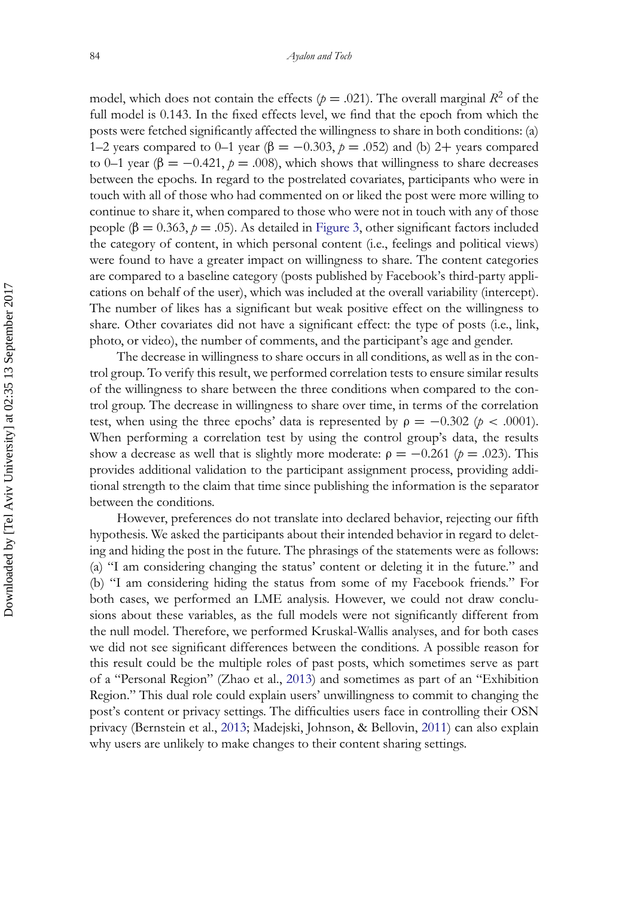model, which does not contain the effects ($p = .021$). The overall marginal $R^2$ of the full model is 0.143. In the fixed effects level, we find that the epoch from which the posts were fetched significantly affected the willingness to share in both conditions: (a) 1–2 years compared to 0–1 year ($\beta = -0.303$, $p = .052$) and (b) 2+ years compared to 0–1 year ($\beta = -0.421$, $p = .008$), which shows that willingness to share decreases between the epochs. In regard to the postrelated covariates, participants who were in touch with all of those who had commented on or liked the post were more willing to continue to share it, when compared to those who were not in touch with any of those people ($\beta = 0.363$, $p = .05$). As detailed in Figure 3, other significant factors included the category of content, in which personal content (i.e., feelings and political views) were found to have a greater impact on willingness to share. The content categories are compared to a baseline category (posts published by Facebook's third-party applications on behalf of the user), which was included at the overall variability (intercept). The number of likes has a significant but weak positive effect on the willingness to share. Other covariates did not have a significant effect: the type of posts (i.e., link, photo, or video), the number of comments, and the participant's age and gender.

The decrease in willingness to share occurs in all conditions, as well as in the control group. To verify this result, we performed correlation tests to ensure similar results of the willingness to share between the three conditions when compared to the control group. The decrease in willingness to share over time, in terms of the correlation test, when using the three epochs' data is represented by $\rho = -0.302$ ($p < .0001$). When performing a correlation test by using the control group's data, the results show a decrease as well that is slightly more moderate: $\rho = -0.261$ ($p = .023$). This provides additional validation to the participant assignment process, providing additional strength to the claim that time since publishing the information is the separator between the conditions.

However, preferences do not translate into declared behavior, rejecting our fifth hypothesis. We asked the participants about their intended behavior in regard to deleting and hiding the post in the future. The phrasings of the statements were as follows: (a) "I am considering changing the status' content or deleting it in the future." and (b) "I am considering hiding the status from some of my Facebook friends." For both cases, we performed an LME analysis. However, we could not draw conclusions about these variables, as the full models were not significantly different from the null model. Therefore, we performed Kruskal-Wallis analyses, and for both cases we did not see significant differences between the conditions. A possible reason for this result could be the multiple roles of past posts, which sometimes serve as part of a "Personal Region" (Zhao et al., 2013) and sometimes as part of an "Exhibition Region." This dual role could explain users' unwillingness to commit to changing the post's content or privacy settings. The difficulties users face in controlling their OSN privacy (Bernstein et al., 2013; Madejski, Johnson, & Bellovin, 2011) can also explain why users are unlikely to make changes to their content sharing settings.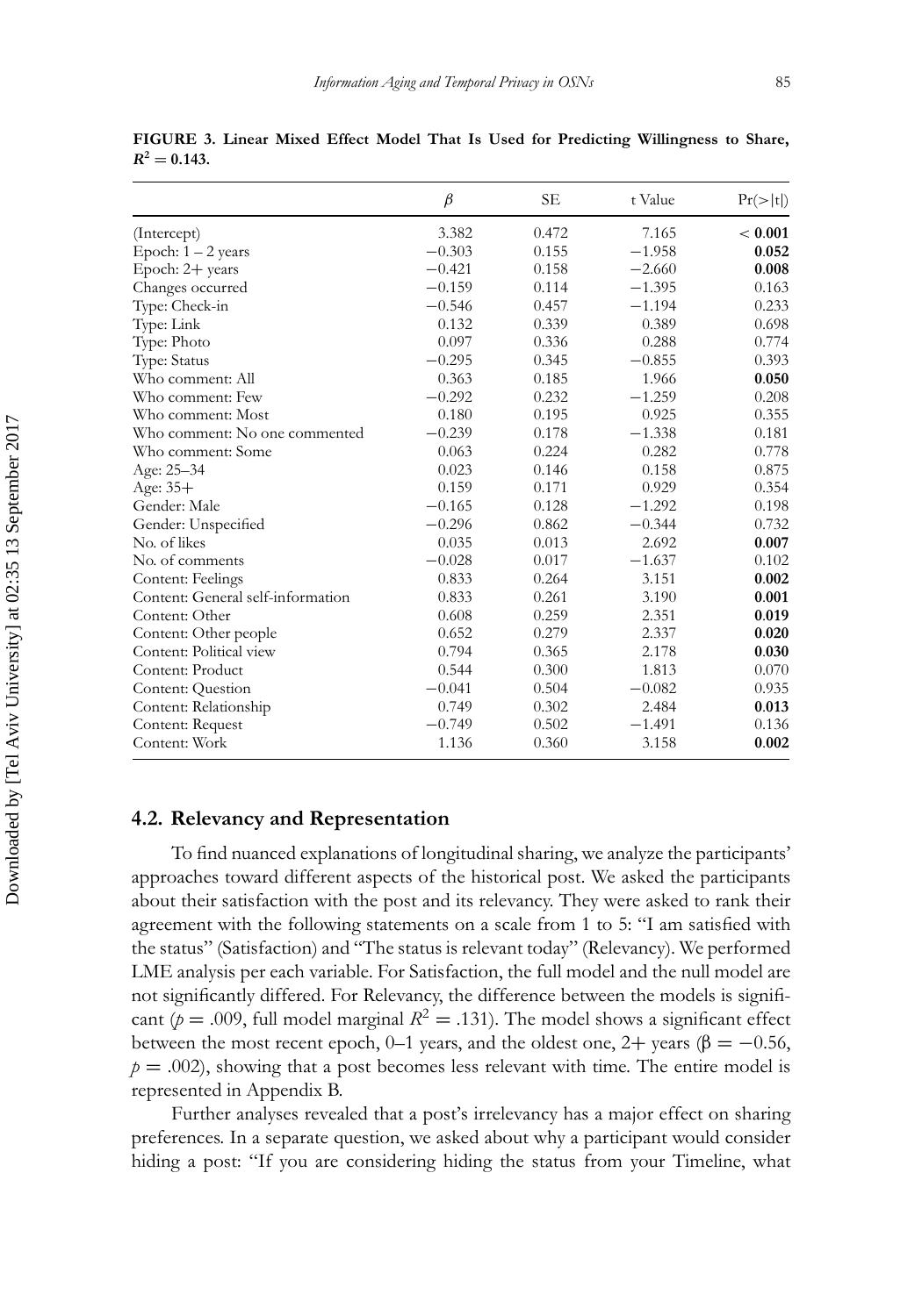**FIGURE 3. Linear Mixed Effect Model That Is Used for Predicting Willingness to Share, $R^2 = 0.143$.**

| | $\beta$ | SE | t Value | Pr(>\|t\|) |
|---|---|---|---|---|
| (Intercept) | 3.382 | 0.472 | 7.165 | **< 0.001** |
| Epoch: 1 – 2 years | −0.303 | 0.155 | −1.958 | **0.052** |
| Epoch: 2+ years | −0.421 | 0.158 | −2.660 | **0.008** |
| Changes occurred | −0.159 | 0.114 | −1.395 | 0.163 |
| Type: Check-in | −0.546 | 0.457 | −1.194 | 0.233 |
| Type: Link | 0.132 | 0.339 | 0.389 | 0.698 |
| Type: Photo | 0.097 | 0.336 | 0.288 | 0.774 |
| Type: Status | −0.295 | 0.345 | −0.855 | 0.393 |
| Who comment: All | 0.363 | 0.185 | 1.966 | **0.050** |
| Who comment: Few | −0.292 | 0.232 | −1.259 | 0.208 |
| Who comment: Most | 0.180 | 0.195 | 0.925 | 0.355 |
| Who comment: No one commented | −0.239 | 0.178 | −1.338 | 0.181 |
| Who comment: Some | 0.063 | 0.224 | 0.282 | 0.778 |
| Age: 25–34 | 0.023 | 0.146 | 0.158 | 0.875 |
| Age: 35+ | 0.159 | 0.171 | 0.929 | 0.354 |
| Gender: Male | −0.165 | 0.128 | −1.292 | 0.198 |
| Gender: Unspecified | −0.296 | 0.862 | −0.344 | 0.732 |
| No. of likes | 0.035 | 0.013 | 2.692 | **0.007** |
| No. of comments | −0.028 | 0.017 | −1.637 | 0.102 |
| Content: Feelings | 0.833 | 0.264 | 3.151 | **0.002** |
| Content: General self-information | 0.833 | 0.261 | 3.190 | **0.001** |
| Content: Other | 0.608 | 0.259 | 2.351 | **0.019** |
| Content: Other people | 0.652 | 0.279 | 2.337 | **0.020** |
| Content: Political view | 0.794 | 0.365 | 2.178 | **0.030** |
| Content: Product | 0.544 | 0.300 | 1.813 | 0.070 |
| Content: Question | −0.041 | 0.504 | −0.082 | 0.935 |
| Content: Relationship | 0.749 | 0.302 | 2.484 | **0.013** |
| Content: Request | −0.749 | 0.502 | −1.491 | 0.136 |
| Content: Work | 1.136 | 0.360 | 3.158 | **0.002** |

## 4.2. Relevancy and Representation

To find nuanced explanations of longitudinal sharing, we analyze the participants' approaches toward different aspects of the historical post. We asked the participants about their satisfaction with the post and its relevancy. They were asked to rank their agreement with the following statements on a scale from 1 to 5: "I am satisfied with the status" (Satisfaction) and "The status is relevant today" (Relevancy). We performed LME analysis per each variable. For Satisfaction, the full model and the null model are not significantly differed. For Relevancy, the difference between the models is significant ($p = .009$, full model marginal $R^2 = .131$). The model shows a significant effect between the most recent epoch, 0–1 years, and the oldest one, 2+ years ($\beta = -0.56$, $p = .002$), showing that a post becomes less relevant with time. The entire model is represented in Appendix B.

Further analyses revealed that a post's irrelevancy has a major effect on sharing preferences. In a separate question, we asked about why a participant would consider hiding a post: "If you are considering hiding the status from your Timeline, what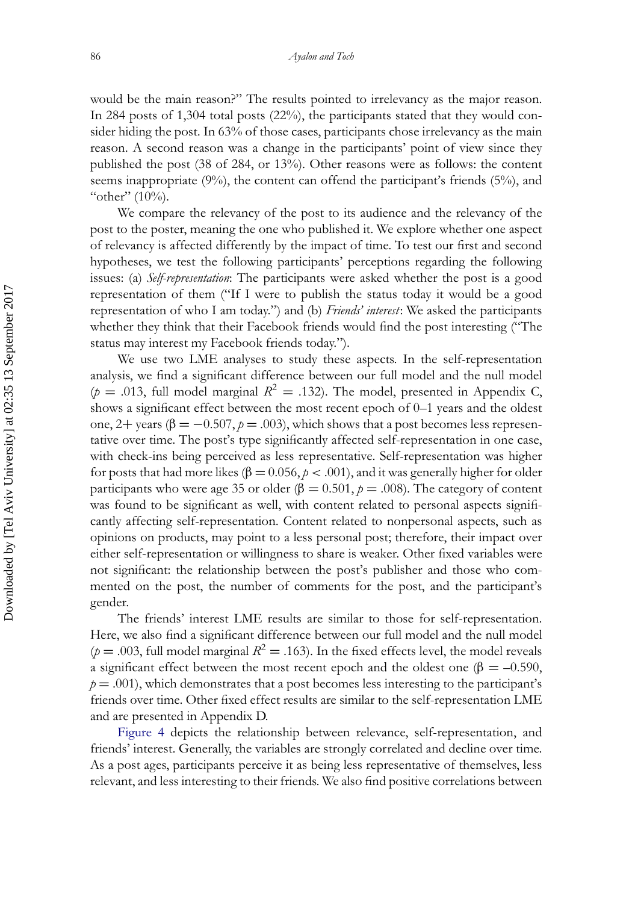would be the main reason?" The results pointed to irrelevancy as the major reason. In 284 posts of 1,304 total posts (22%), the participants stated that they would consider hiding the post. In 63% of those cases, participants chose irrelevancy as the main reason. A second reason was a change in the participants' point of view since they published the post (38 of 284, or 13%). Other reasons were as follows: the content seems inappropriate (9%), the content can offend the participant's friends (5%), and "other" (10%).

We compare the relevancy of the post to its audience and the relevancy of the post to the poster, meaning the one who published it. We explore whether one aspect of relevancy is affected differently by the impact of time. To test our first and second hypotheses, we test the following participants' perceptions regarding the following issues: (a) *Self-representation*: The participants were asked whether the post is a good representation of them ("If I were to publish the status today it would be a good representation of who I am today.") and (b) *Friends' interest*: We asked the participants whether they think that their Facebook friends would find the post interesting ("The status may interest my Facebook friends today.").

We use two LME analyses to study these aspects. In the self-representation analysis, we find a significant difference between our full model and the null model ($p = .013$, full model marginal $R^2 = .132$). The model, presented in Appendix C, shows a significant effect between the most recent epoch of 0–1 years and the oldest one, 2+ years ($\beta = -0.507$, $p = .003$), which shows that a post becomes less representative over time. The post's type significantly affected self-representation in one case, with check-ins being perceived as less representative. Self-representation was higher for posts that had more likes ($\beta = 0.056$, $p < .001$), and it was generally higher for older participants who were age 35 or older ($\beta = 0.501$, $p = .008$). The category of content was found to be significant as well, with content related to personal aspects significantly affecting self-representation. Content related to nonpersonal aspects, such as opinions on products, may point to a less personal post; therefore, their impact over either self-representation or willingness to share is weaker. Other fixed variables were not significant: the relationship between the post's publisher and those who commented on the post, the number of comments for the post, and the participant's gender.

The friends' interest LME results are similar to those for self-representation. Here, we also find a significant difference between our full model and the null model ($p = .003$, full model marginal $R^2 = .163$). In the fixed effects level, the model reveals a significant effect between the most recent epoch and the oldest one ($\beta = -0.590$, $p = .001$), which demonstrates that a post becomes less interesting to the participant's friends over time. Other fixed effect results are similar to the self-representation LME and are presented in Appendix D.

Figure 4 depicts the relationship between relevance, self-representation, and friends' interest. Generally, the variables are strongly correlated and decline over time. As a post ages, participants perceive it as being less representative of themselves, less relevant, and less interesting to their friends. We also find positive correlations between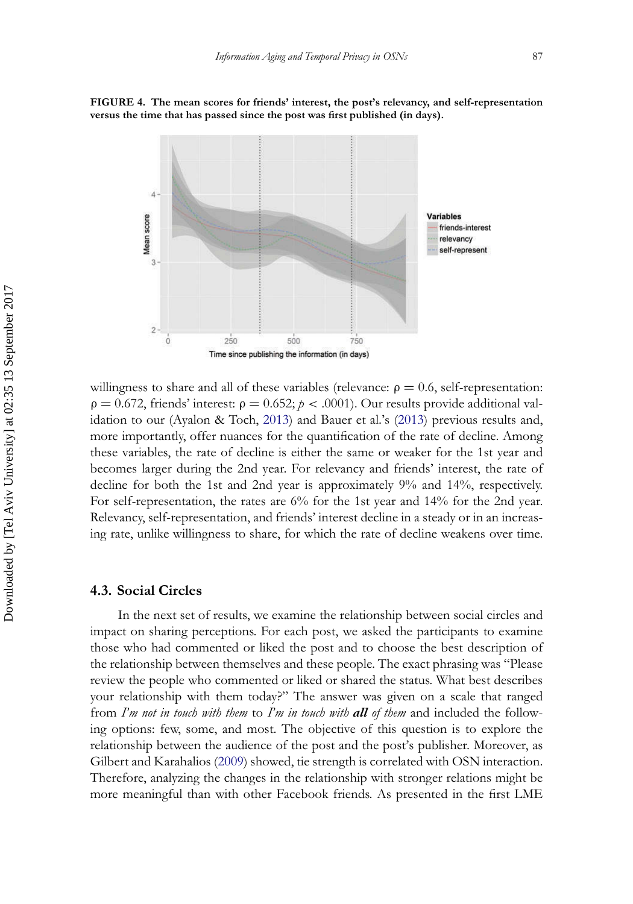**FIGURE 4. The mean scores for friends' interest, the post's relevancy, and self-representation versus the time that has passed since the post was first published (in days).**

willingness to share and all of these variables (relevance: $\rho = 0.6$, self-representation: $\rho = 0.672$, friends' interest: $\rho = 0.652$; $p < .0001$). Our results provide additional validation to our (Ayalon & Toch, 2013) and Bauer et al.'s (2013) previous results and, more importantly, offer nuances for the quantification of the rate of decline. Among these variables, the rate of decline is either the same or weaker for the 1st year and becomes larger during the 2nd year. For relevancy and friends' interest, the rate of decline for both the 1st and 2nd year is approximately 9% and 14%, respectively. For self-representation, the rates are 6% for the 1st year and 14% for the 2nd year. Relevancy, self-representation, and friends' interest decline in a steady or in an increasing rate, unlike willingness to share, for which the rate of decline weakens over time.

## 4.3. Social Circles

In the next set of results, we examine the relationship between social circles and impact on sharing perceptions. For each post, we asked the participants to examine those who had commented or liked the post and to choose the best description of the relationship between themselves and these people. The exact phrasing was "Please review the people who commented or liked or shared the status. What best describes your relationship with them today?" The answer was given on a scale that ranged from *I'm not in touch with them* to *I'm in touch with **all** of them* and included the following options: few, some, and most. The objective of this question is to explore the relationship between the audience of the post and the post's publisher. Moreover, as Gilbert and Karahalios (2009) showed, tie strength is correlated with OSN interaction. Therefore, analyzing the changes in the relationship with stronger relations might be more meaningful than with other Facebook friends. As presented in the first LME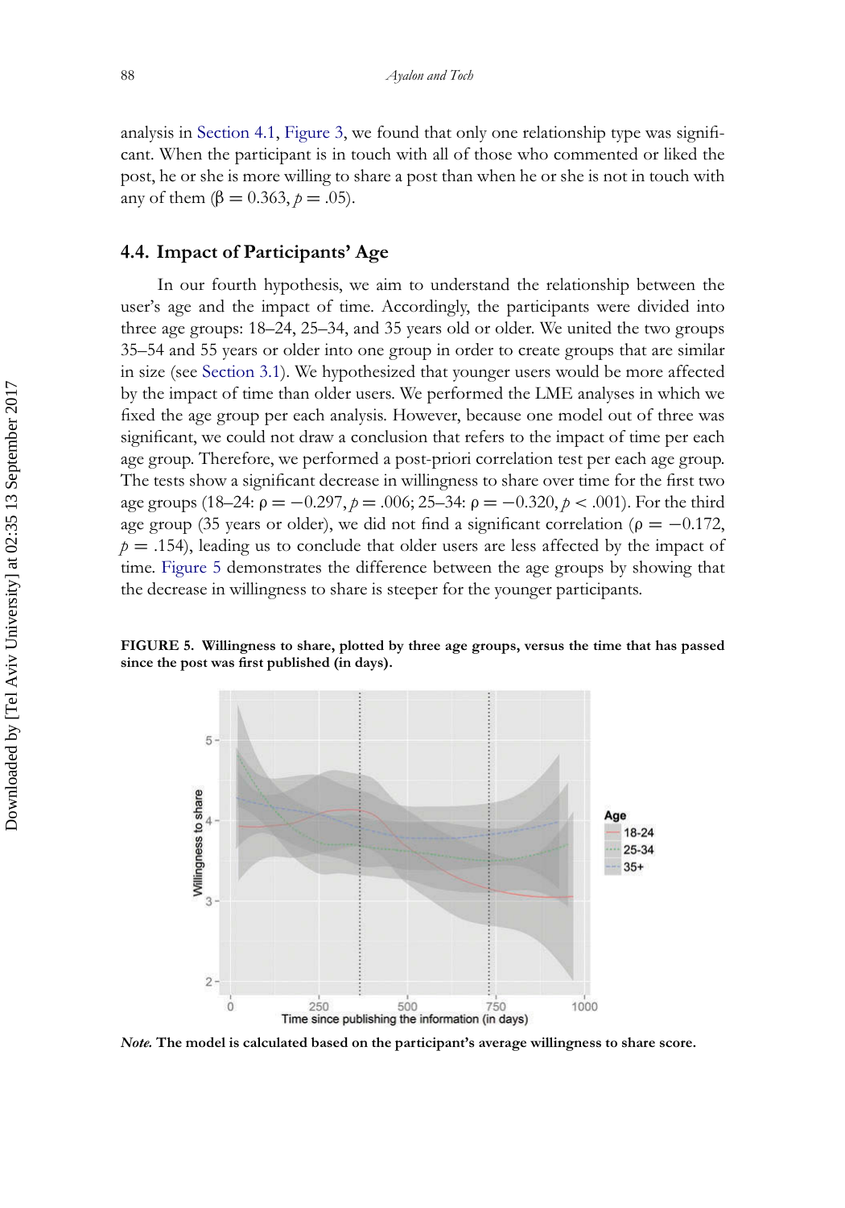analysis in Section 4.1, Figure 3, we found that only one relationship type was significant. When the participant is in touch with all of those who commented or liked the post, he or she is more willing to share a post than when he or she is not in touch with any of them ($\beta = 0.363$, $p = .05$).

### 4.4. Impact of Participants' Age

In our fourth hypothesis, we aim to understand the relationship between the user's age and the impact of time. Accordingly, the participants were divided into three age groups: 18–24, 25–34, and 35 years old or older. We united the two groups 35–54 and 55 years or older into one group in order to create groups that are similar in size (see Section 3.1). We hypothesized that younger users would be more affected by the impact of time than older users. We performed the LME analyses in which we fixed the age group per each analysis. However, because one model out of three was significant, we could not draw a conclusion that refers to the impact of time per each age group. Therefore, we performed a post-priori correlation test per each age group. The tests show a significant decrease in willingness to share over time for the first two age groups (18–24: $\rho = -0.297$, $p = .006$; 25–34: $\rho = -0.320$, $p < .001$). For the third age group (35 years or older), we did not find a significant correlation ($\rho = -0.172$, $p = .154$), leading us to conclude that older users are less affected by the impact of time. Figure 5 demonstrates the difference between the age groups by showing that the decrease in willingness to share is steeper for the younger participants.

**FIGURE 5. Willingness to share, plotted by three age groups, versus the time that has passed since the post was first published (in days).**

***Note.*** **The model is calculated based on the participant's average willingness to share score.**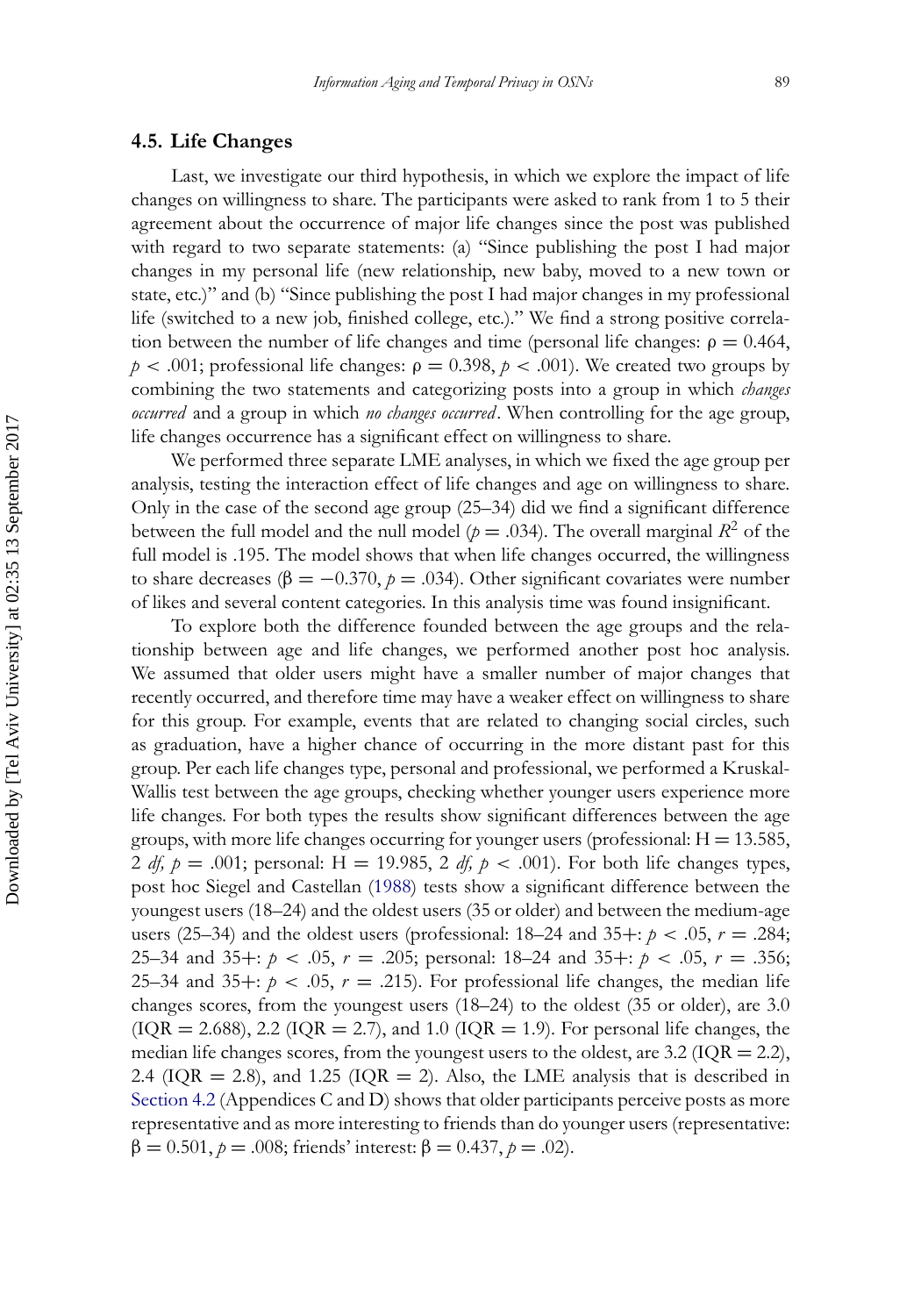## 4.5. Life Changes

Last, we investigate our third hypothesis, in which we explore the impact of life changes on willingness to share. The participants were asked to rank from 1 to 5 their agreement about the occurrence of major life changes since the post was published with regard to two separate statements: (a) "Since publishing the post I had major changes in my personal life (new relationship, new baby, moved to a new town or state, etc.)" and (b) "Since publishing the post I had major changes in my professional life (switched to a new job, finished college, etc.)." We find a strong positive correlation between the number of life changes and time (personal life changes: $\rho = 0.464$, $p < .001$; professional life changes: $\rho = 0.398$, $p < .001$). We created two groups by combining the two statements and categorizing posts into a group in which *changes occurred* and a group in which *no changes occurred*. When controlling for the age group, life changes occurrence has a significant effect on willingness to share.

We performed three separate LME analyses, in which we fixed the age group per analysis, testing the interaction effect of life changes and age on willingness to share. Only in the case of the second age group (25–34) did we find a significant difference between the full model and the null model ($p = .034$). The overall marginal $R^2$ of the full model is .195. The model shows that when life changes occurred, the willingness to share decreases ($\beta = -0.370$, $p = .034$). Other significant covariates were number of likes and several content categories. In this analysis time was found insignificant.

To explore both the difference founded between the age groups and the relationship between age and life changes, we performed another post hoc analysis. We assumed that older users might have a smaller number of major changes that recently occurred, and therefore time may have a weaker effect on willingness to share for this group. For example, events that are related to changing social circles, such as graduation, have a higher chance of occurring in the more distant past for this group. Per each life changes type, personal and professional, we performed a Kruskal-Wallis test between the age groups, checking whether younger users experience more life changes. For both types the results show significant differences between the age groups, with more life changes occurring for younger users (professional: $H = 13.585$, 2 *df*, $p = .001$; personal: $H = 19.985$, 2 *df*, $p < .001$). For both life changes types, post hoc Siegel and Castellan (1988) tests show a significant difference between the youngest users (18–24) and the oldest users (35 or older) and between the medium-age users (25–34) and the oldest users (professional: 18–24 and 35+: $p < .05$, $r = .284$; 25–34 and 35+: $p < .05$, $r = .205$; personal: 18–24 and 35+: $p < .05$, $r = .356$; 25–34 and 35+: $p < .05$, $r = .215$). For professional life changes, the median life changes scores, from the youngest users (18–24) to the oldest (35 or older), are 3.0 (IQR = 2.688), 2.2 (IQR = 2.7), and 1.0 (IQR = 1.9). For personal life changes, the median life changes scores, from the youngest users to the oldest, are 3.2 (IQR = 2.2), 2.4 (IQR = 2.8), and 1.25 (IQR = 2). Also, the LME analysis that is described in Section 4.2 (Appendices C and D) shows that older participants perceive posts as more representative and as more interesting to friends than do younger users (representative: $\beta = 0.501$, $p = .008$; friends' interest: $\beta = 0.437$, $p = .02$).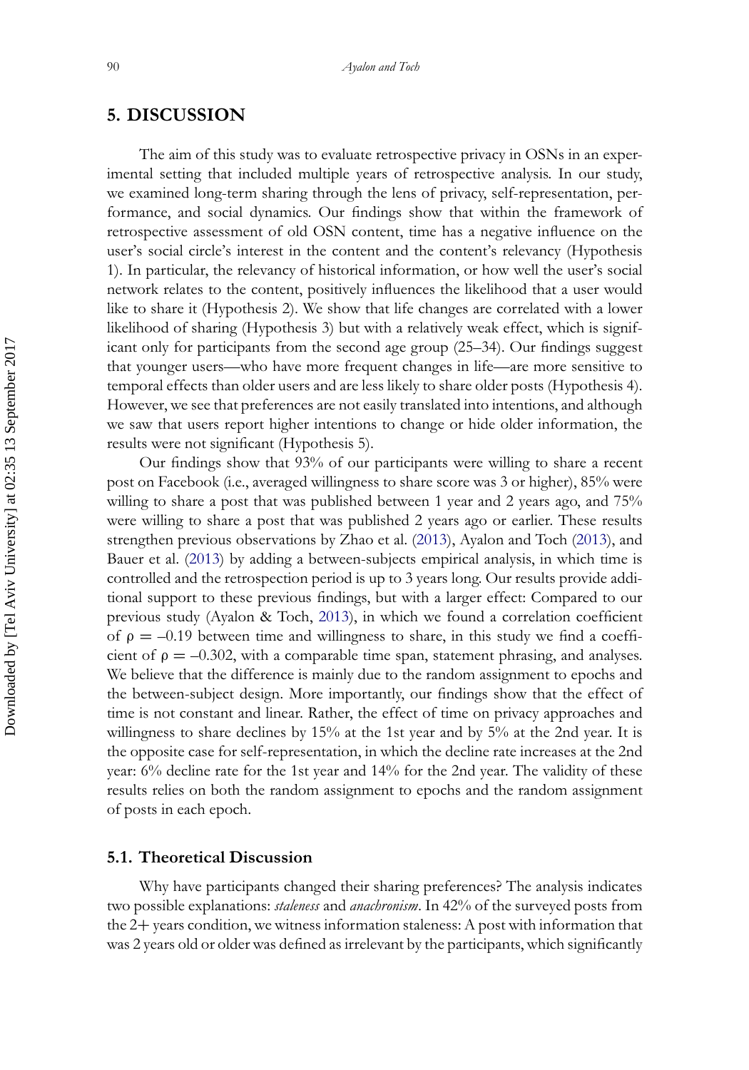## 5. DISCUSSION

The aim of this study was to evaluate retrospective privacy in OSNs in an experimental setting that included multiple years of retrospective analysis. In our study, we examined long-term sharing through the lens of privacy, self-representation, performance, and social dynamics. Our findings show that within the framework of retrospective assessment of old OSN content, time has a negative influence on the user's social circle's interest in the content and the content's relevancy (Hypothesis 1). In particular, the relevancy of historical information, or how well the user's social network relates to the content, positively influences the likelihood that a user would like to share it (Hypothesis 2). We show that life changes are correlated with a lower likelihood of sharing (Hypothesis 3) but with a relatively weak effect, which is significant only for participants from the second age group (25–34). Our findings suggest that younger users—who have more frequent changes in life—are more sensitive to temporal effects than older users and are less likely to share older posts (Hypothesis 4). However, we see that preferences are not easily translated into intentions, and although we saw that users report higher intentions to change or hide older information, the results were not significant (Hypothesis 5).

Our findings show that 93% of our participants were willing to share a recent post on Facebook (i.e., averaged willingness to share score was 3 or higher), 85% were willing to share a post that was published between 1 year and 2 years ago, and 75% were willing to share a post that was published 2 years ago or earlier. These results strengthen previous observations by Zhao et al. (2013), Ayalon and Toch (2013), and Bauer et al. (2013) by adding a between-subjects empirical analysis, in which time is controlled and the retrospection period is up to 3 years long. Our results provide additional support to these previous findings, but with a larger effect: Compared to our previous study (Ayalon & Toch, 2013), in which we found a correlation coefficient of $\rho = -0.19$ between time and willingness to share, in this study we find a coefficient of $\rho = -0.302$, with a comparable time span, statement phrasing, and analyses. We believe that the difference is mainly due to the random assignment to epochs and the between-subject design. More importantly, our findings show that the effect of time is not constant and linear. Rather, the effect of time on privacy approaches and willingness to share declines by 15% at the 1st year and by 5% at the 2nd year. It is the opposite case for self-representation, in which the decline rate increases at the 2nd year: 6% decline rate for the 1st year and 14% for the 2nd year. The validity of these results relies on both the random assignment to epochs and the random assignment of posts in each epoch.

### 5.1. Theoretical Discussion

Why have participants changed their sharing preferences? The analysis indicates two possible explanations: *staleness* and *anachronism*. In 42% of the surveyed posts from the 2+ years condition, we witness information staleness: A post with information that was 2 years old or older was defined as irrelevant by the participants, which significantly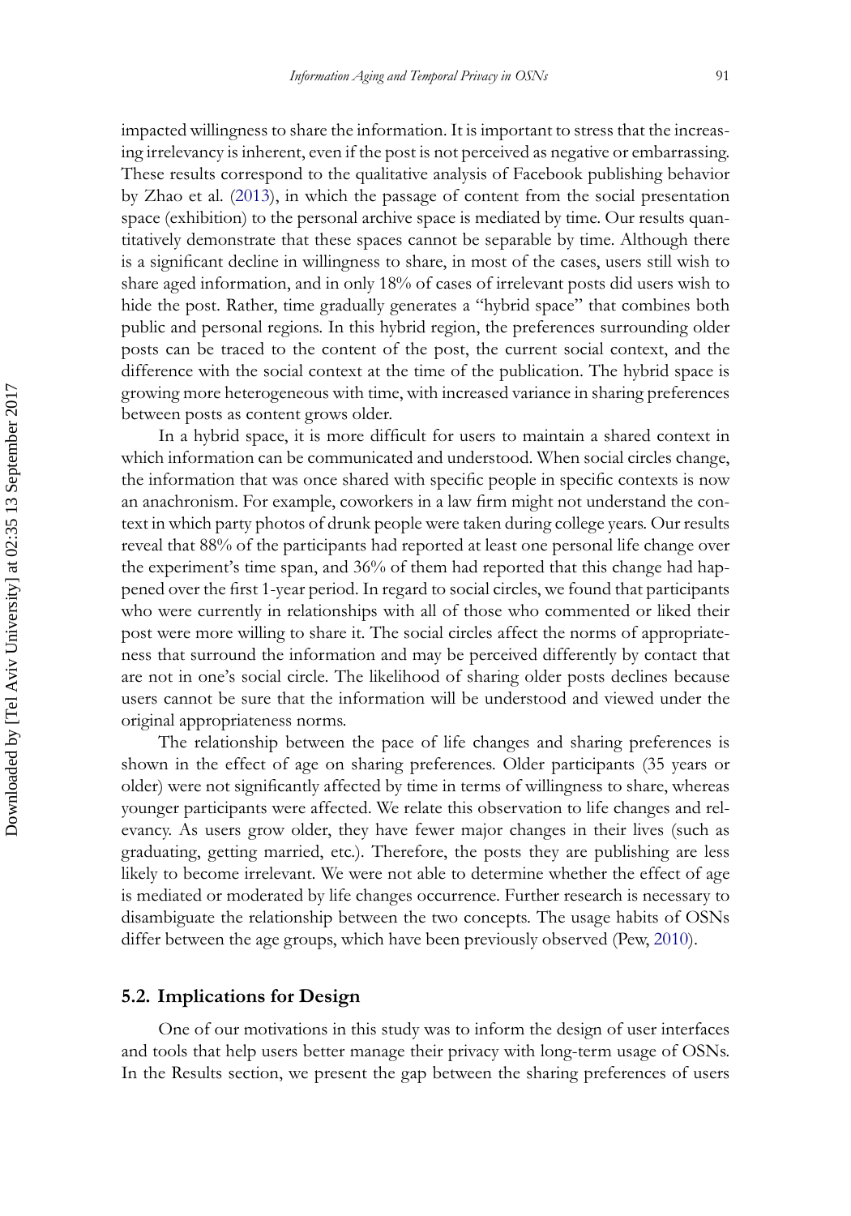impacted willingness to share the information. It is important to stress that the increasing irrelevancy is inherent, even if the post is not perceived as negative or embarrassing. These results correspond to the qualitative analysis of Facebook publishing behavior by Zhao et al. (2013), in which the passage of content from the social presentation space (exhibition) to the personal archive space is mediated by time. Our results quantitatively demonstrate that these spaces cannot be separable by time. Although there is a significant decline in willingness to share, in most of the cases, users still wish to share aged information, and in only 18% of cases of irrelevant posts did users wish to hide the post. Rather, time gradually generates a "hybrid space" that combines both public and personal regions. In this hybrid region, the preferences surrounding older posts can be traced to the content of the post, the current social context, and the difference with the social context at the time of the publication. The hybrid space is growing more heterogeneous with time, with increased variance in sharing preferences between posts as content grows older.

In a hybrid space, it is more difficult for users to maintain a shared context in which information can be communicated and understood. When social circles change, the information that was once shared with specific people in specific contexts is now an anachronism. For example, coworkers in a law firm might not understand the context in which party photos of drunk people were taken during college years. Our results reveal that 88% of the participants had reported at least one personal life change over the experiment's time span, and 36% of them had reported that this change had happened over the first 1-year period. In regard to social circles, we found that participants who were currently in relationships with all of those who commented or liked their post were more willing to share it. The social circles affect the norms of appropriateness that surround the information and may be perceived differently by contact that are not in one's social circle. The likelihood of sharing older posts declines because users cannot be sure that the information will be understood and viewed under the original appropriateness norms.

The relationship between the pace of life changes and sharing preferences is shown in the effect of age on sharing preferences. Older participants (35 years or older) were not significantly affected by time in terms of willingness to share, whereas younger participants were affected. We relate this observation to life changes and relevancy. As users grow older, they have fewer major changes in their lives (such as graduating, getting married, etc.). Therefore, the posts they are publishing are less likely to become irrelevant. We were not able to determine whether the effect of age is mediated or moderated by life changes occurrence. Further research is necessary to disambiguate the relationship between the two concepts. The usage habits of OSNs differ between the age groups, which have been previously observed (Pew, 2010).

### 5.2. Implications for Design

One of our motivations in this study was to inform the design of user interfaces and tools that help users better manage their privacy with long-term usage of OSNs. In the Results section, we present the gap between the sharing preferences of users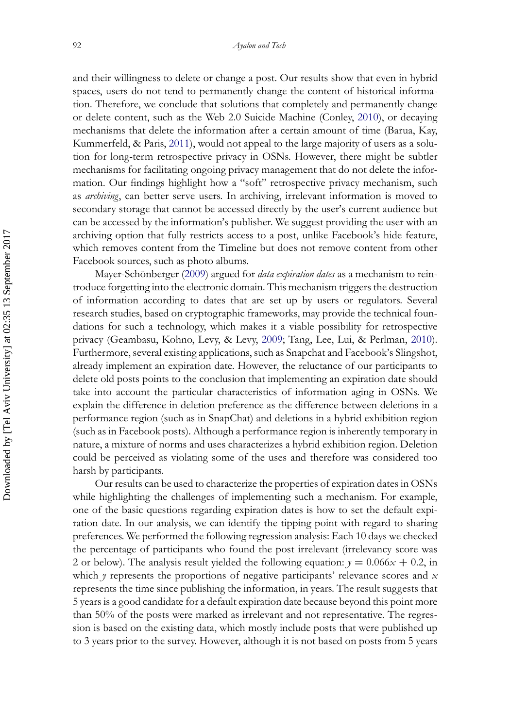and their willingness to delete or change a post. Our results show that even in hybrid spaces, users do not tend to permanently change the content of historical information. Therefore, we conclude that solutions that completely and permanently change or delete content, such as the Web 2.0 Suicide Machine (Conley, 2010), or decaying mechanisms that delete the information after a certain amount of time (Barua, Kay, Kummerfeld, & Paris, 2011), would not appeal to the large majority of users as a solution for long-term retrospective privacy in OSNs. However, there might be subtler mechanisms for facilitating ongoing privacy management that do not delete the information. Our findings highlight how a "soft" retrospective privacy mechanism, such as *archiving*, can better serve users. In archiving, irrelevant information is moved to secondary storage that cannot be accessed directly by the user's current audience but can be accessed by the information's publisher. We suggest providing the user with an archiving option that fully restricts access to a post, unlike Facebook's hide feature, which removes content from the Timeline but does not remove content from other Facebook sources, such as photo albums.

Mayer-Schönberger (2009) argued for *data expiration dates* as a mechanism to reintroduce forgetting into the electronic domain. This mechanism triggers the destruction of information according to dates that are set up by users or regulators. Several research studies, based on cryptographic frameworks, may provide the technical foundations for such a technology, which makes it a viable possibility for retrospective privacy (Geambasu, Kohno, Levy, & Levy, 2009; Tang, Lee, Lui, & Perlman, 2010). Furthermore, several existing applications, such as Snapchat and Facebook's Slingshot, already implement an expiration date. However, the reluctance of our participants to delete old posts points to the conclusion that implementing an expiration date should take into account the particular characteristics of information aging in OSNs. We explain the difference in deletion preference as the difference between deletions in a performance region (such as in SnapChat) and deletions in a hybrid exhibition region (such as in Facebook posts). Although a performance region is inherently temporary in nature, a mixture of norms and uses characterizes a hybrid exhibition region. Deletion could be perceived as violating some of the uses and therefore was considered too harsh by participants.

Our results can be used to characterize the properties of expiration dates in OSNs while highlighting the challenges of implementing such a mechanism. For example, one of the basic questions regarding expiration dates is how to set the default expiration date. In our analysis, we can identify the tipping point with regard to sharing preferences. We performed the following regression analysis: Each 10 days we checked the percentage of participants who found the post irrelevant (irrelevancy score was 2 or below). The analysis result yielded the following equation: $y = 0.066x + 0.2$, in which $y$ represents the proportions of negative participants' relevance scores and $x$ represents the time since publishing the information, in years. The result suggests that 5 years is a good candidate for a default expiration date because beyond this point more than 50% of the posts were marked as irrelevant and not representative. The regression is based on the existing data, which mostly include posts that were published up to 3 years prior to the survey. However, although it is not based on posts from 5 years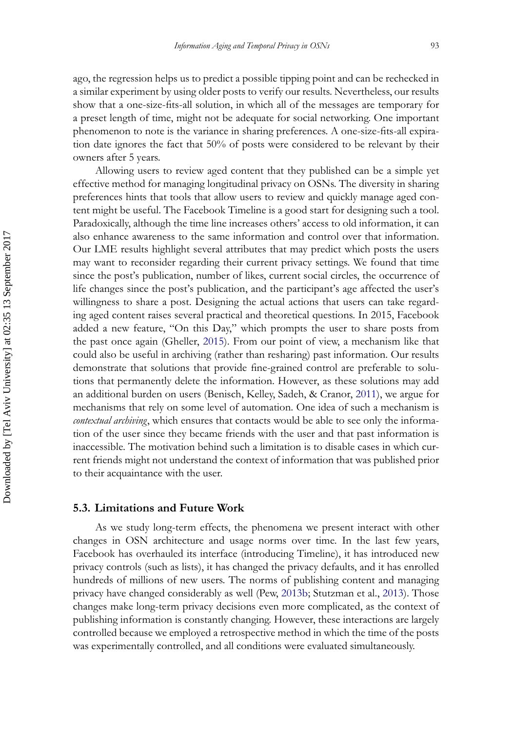ago, the regression helps us to predict a possible tipping point and can be rechecked in a similar experiment by using older posts to verify our results. Nevertheless, our results show that a one-size-fits-all solution, in which all of the messages are temporary for a preset length of time, might not be adequate for social networking. One important phenomenon to note is the variance in sharing preferences. A one-size-fits-all expiration date ignores the fact that 50% of posts were considered to be relevant by their owners after 5 years.

Allowing users to review aged content that they published can be a simple yet effective method for managing longitudinal privacy on OSNs. The diversity in sharing preferences hints that tools that allow users to review and quickly manage aged content might be useful. The Facebook Timeline is a good start for designing such a tool. Paradoxically, although the time line increases others' access to old information, it can also enhance awareness to the same information and control over that information. Our LME results highlight several attributes that may predict which posts the users may want to reconsider regarding their current privacy settings. We found that time since the post's publication, number of likes, current social circles, the occurrence of life changes since the post's publication, and the participant's age affected the user's willingness to share a post. Designing the actual actions that users can take regarding aged content raises several practical and theoretical questions. In 2015, Facebook added a new feature, "On this Day," which prompts the user to share posts from the past once again (Gheller, 2015). From our point of view, a mechanism like that could also be useful in archiving (rather than resharing) past information. Our results demonstrate that solutions that provide fine-grained control are preferable to solutions that permanently delete the information. However, as these solutions may add an additional burden on users (Benisch, Kelley, Sadeh, & Cranor, 2011), we argue for mechanisms that rely on some level of automation. One idea of such a mechanism is *contextual archiving*, which ensures that contacts would be able to see only the information of the user since they became friends with the user and that past information is inaccessible. The motivation behind such a limitation is to disable cases in which current friends might not understand the context of information that was published prior to their acquaintance with the user.

### 5.3. Limitations and Future Work

As we study long-term effects, the phenomena we present interact with other changes in OSN architecture and usage norms over time. In the last few years, Facebook has overhauled its interface (introducing Timeline), it has introduced new privacy controls (such as lists), it has changed the privacy defaults, and it has enrolled hundreds of millions of new users. The norms of publishing content and managing privacy have changed considerably as well (Pew, 2013b; Stutzman et al., 2013). Those changes make long-term privacy decisions even more complicated, as the context of publishing information is constantly changing. However, these interactions are largely controlled because we employed a retrospective method in which the time of the posts was experimentally controlled, and all conditions were evaluated simultaneously.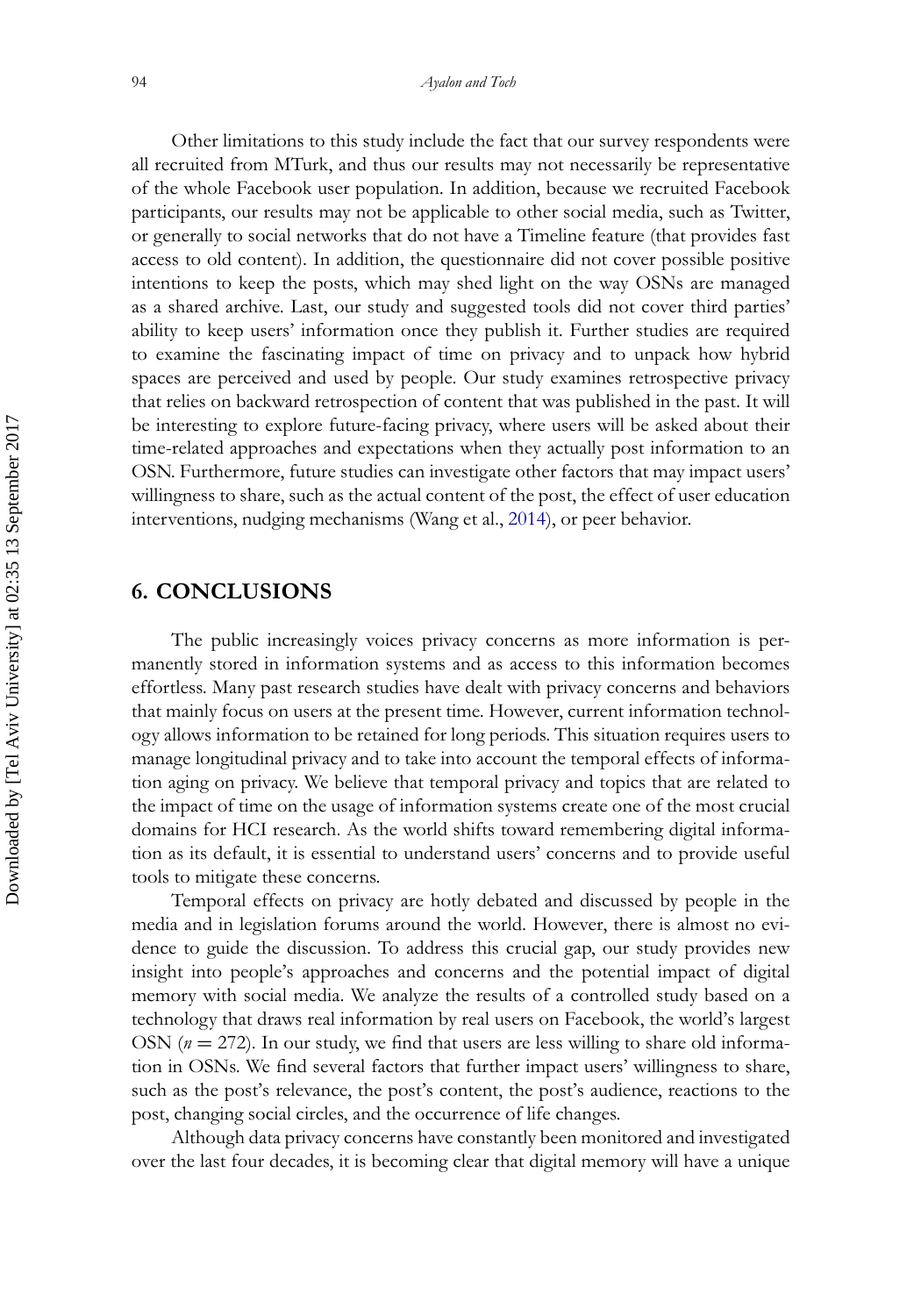Other limitations to this study include the fact that our survey respondents were all recruited from MTurk, and thus our results may not necessarily be representative of the whole Facebook user population. In addition, because we recruited Facebook participants, our results may not be applicable to other social media, such as Twitter, or generally to social networks that do not have a Timeline feature (that provides fast access to old content). In addition, the questionnaire did not cover possible positive intentions to keep the posts, which may shed light on the way OSNs are managed as a shared archive. Last, our study and suggested tools did not cover third parties' ability to keep users' information once they publish it. Further studies are required to examine the fascinating impact of time on privacy and to unpack how hybrid spaces are perceived and used by people. Our study examines retrospective privacy that relies on backward retrospection of content that was published in the past. It will be interesting to explore future-facing privacy, where users will be asked about their time-related approaches and expectations when they actually post information to an OSN. Furthermore, future studies can investigate other factors that may impact users' willingness to share, such as the actual content of the post, the effect of user education interventions, nudging mechanisms (Wang et al., 2014), or peer behavior.

## 6. CONCLUSIONS

The public increasingly voices privacy concerns as more information is permanently stored in information systems and as access to this information becomes effortless. Many past research studies have dealt with privacy concerns and behaviors that mainly focus on users at the present time. However, current information technology allows information to be retained for long periods. This situation requires users to manage longitudinal privacy and to take into account the temporal effects of information aging on privacy. We believe that temporal privacy and topics that are related to the impact of time on the usage of information systems create one of the most crucial domains for HCI research. As the world shifts toward remembering digital information as its default, it is essential to understand users' concerns and to provide useful tools to mitigate these concerns.

Temporal effects on privacy are hotly debated and discussed by people in the media and in legislation forums around the world. However, there is almost no evidence to guide the discussion. To address this crucial gap, our study provides new insight into people's approaches and concerns and the potential impact of digital memory with social media. We analyze the results of a controlled study based on a technology that draws real information by real users on Facebook, the world's largest OSN ($n = 272$). In our study, we find that users are less willing to share old information in OSNs. We find several factors that further impact users' willingness to share, such as the post's relevance, the post's content, the post's audience, reactions to the post, changing social circles, and the occurrence of life changes.

Although data privacy concerns have constantly been monitored and investigated over the last four decades, it is becoming clear that digital memory will have a unique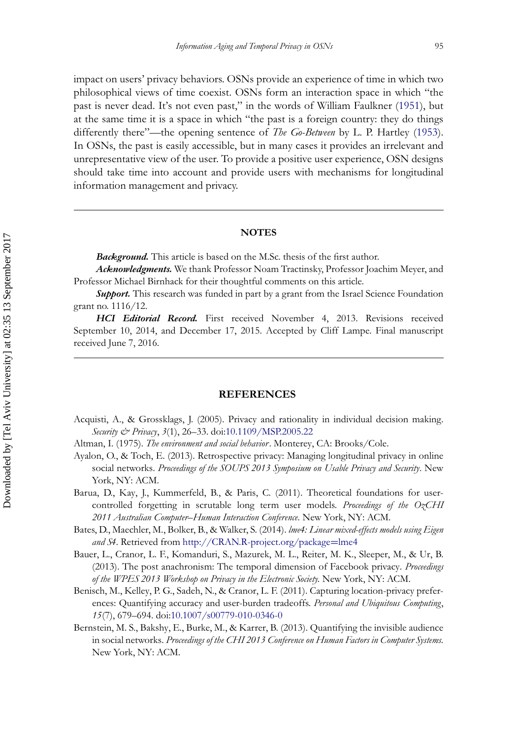impact on users' privacy behaviors. OSNs provide an experience of time in which two philosophical views of time coexist. OSNs form an interaction space in which "the past is never dead. It's not even past," in the words of William Faulkner (1951), but at the same time it is a space in which "the past is a foreign country: they do things differently there"—the opening sentence of *The Go-Between* by L. P. Hartley (1953). In OSNs, the past is easily accessible, but in many cases it provides an irrelevant and unrepresentative view of the user. To provide a positive user experience, OSN designs should take time into account and provide users with mechanisms for longitudinal information management and privacy.

## NOTES

***Background.*** This article is based on the M.Sc. thesis of the first author.

***Acknowledgments.*** We thank Professor Noam Tractinsky, Professor Joachim Meyer, and Professor Michael Birnhack for their thoughtful comments on this article.

***Support.*** This research was funded in part by a grant from the Israel Science Foundation grant no. 1116/12.

***HCI Editorial Record.*** First received November 4, 2013. Revisions received September 10, 2014, and December 17, 2015. Accepted by Cliff Lampe. Final manuscript received June 7, 2016.

## REFERENCES

Acquisti, A., & Grossklags, J. (2005). Privacy and rationality in individual decision making. *Security & Privacy*, *3*(1), 26–33. doi:10.1109/MSP.2005.22

Altman, I. (1975). *The environment and social behavior*. Monterey, CA: Brooks/Cole.

Ayalon, O., & Toch, E. (2013). Retrospective privacy: Managing longitudinal privacy in online social networks. *Proceedings of the SOUPS 2013 Symposium on Usable Privacy and Security*. New York, NY: ACM.

Barua, D., Kay, J., Kummerfeld, B., & Paris, C. (2011). Theoretical foundations for user-controlled forgetting in scrutable long term user models. *Proceedings of the OzCHI 2011 Australian Computer–Human Interaction Conference.* New York, NY: ACM.

Bates, D., Maechler, M., Bolker, B., & Walker, S. (2014). *lme4: Linear mixed-effects models using Eigen and S4*. Retrieved from http://CRAN.R-project.org/package=lme4

Bauer, L., Cranor, L. F., Komanduri, S., Mazurek, M. L., Reiter, M. K., Sleeper, M., & Ur, B. (2013). The post anachronism: The temporal dimension of Facebook privacy. *Proceedings of the WPES 2013 Workshop on Privacy in the Electronic Society.* New York, NY: ACM.

Benisch, M., Kelley, P. G., Sadeh, N., & Cranor, L. F. (2011). Capturing location-privacy preferences: Quantifying accuracy and user-burden tradeoffs. *Personal and Ubiquitous Computing*, *15*(7), 679–694. doi:10.1007/s00779-010-0346-0

Bernstein, M. S., Bakshy, E., Burke, M., & Karrer, B. (2013). Quantifying the invisible audience in social networks. *Proceedings of the CHI 2013 Conference on Human Factors in Computer Systems.* New York, NY: ACM.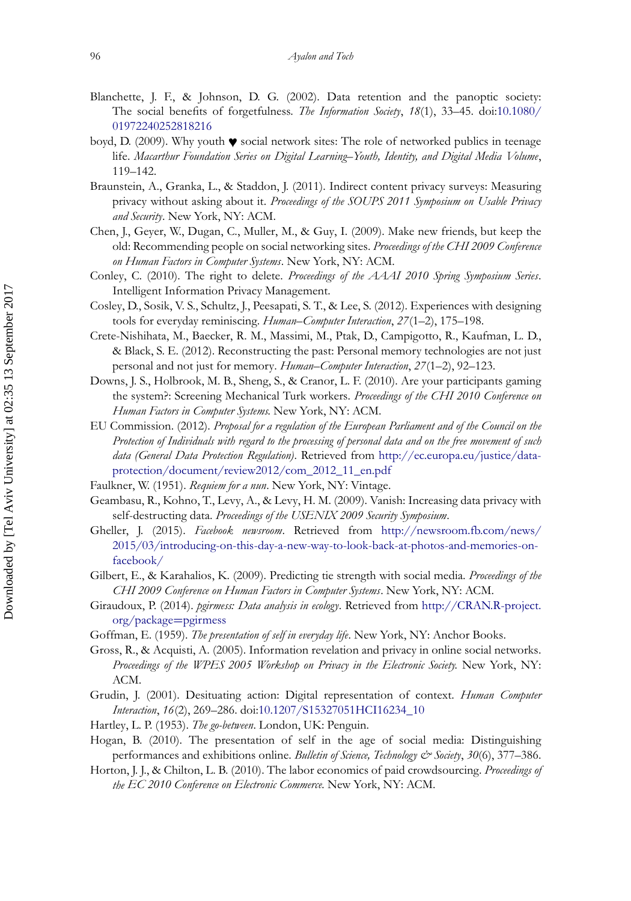Blanchette, J. F., & Johnson, D. G. (2002). Data retention and the panoptic society: The social benefits of forgetfulness. *The Information Society*, *18*(1), 33–45. doi:10.1080/01972240252818216

boyd, D. (2009). Why youth ♥ social network sites: The role of networked publics in teenage life. *Macarthur Foundation Series on Digital Learning–Youth, Identity, and Digital Media Volume*, 119–142.

Braunstein, A., Granka, L., & Staddon, J. (2011). Indirect content privacy surveys: Measuring privacy without asking about it. *Proceedings of the SOUPS 2011 Symposium on Usable Privacy and Security*. New York, NY: ACM.

Chen, J., Geyer, W., Dugan, C., Muller, M., & Guy, I. (2009). Make new friends, but keep the old: Recommending people on social networking sites. *Proceedings of the CHI 2009 Conference on Human Factors in Computer Systems*. New York, NY: ACM.

Conley, C. (2010). The right to delete. *Proceedings of the AAAI 2010 Spring Symposium Series*. Intelligent Information Privacy Management.

Cosley, D., Sosik, V. S., Schultz, J., Peesapati, S. T., & Lee, S. (2012). Experiences with designing tools for everyday reminiscing. *Human–Computer Interaction*, *27*(1–2), 175–198.

Crete-Nishihata, M., Baecker, R. M., Massimi, M., Ptak, D., Campigotto, R., Kaufman, L. D., & Black, S. E. (2012). Reconstructing the past: Personal memory technologies are not just personal and not just for memory. *Human–Computer Interaction*, *27*(1–2), 92–123.

Downs, J. S., Holbrook, M. B., Sheng, S., & Cranor, L. F. (2010). Are your participants gaming the system?: Screening Mechanical Turk workers. *Proceedings of the CHI 2010 Conference on Human Factors in Computer Systems.* New York, NY: ACM.

EU Commission. (2012). *Proposal for a regulation of the European Parliament and of the Council on the Protection of Individuals with regard to the processing of personal data and on the free movement of such data (General Data Protection Regulation)*. Retrieved from http://ec.europa.eu/justice/data-protection/document/review2012/com_2012_11_en.pdf

Faulkner, W. (1951). *Requiem for a nun*. New York, NY: Vintage.

Geambasu, R., Kohno, T., Levy, A., & Levy, H. M. (2009). Vanish: Increasing data privacy with self-destructing data. *Proceedings of the USENIX 2009 Security Symposium*.

Gheller, J. (2015). *Facebook newsroom*. Retrieved from http://newsroom.fb.com/news/2015/03/introducing-on-this-day-a-new-way-to-look-back-at-photos-and-memories-on-facebook/

Gilbert, E., & Karahalios, K. (2009). Predicting tie strength with social media. *Proceedings of the CHI 2009 Conference on Human Factors in Computer Systems*. New York, NY: ACM.

Giraudoux, P. (2014). *pgirmess: Data analysis in ecology*. Retrieved from http://CRAN.R-project.org/package=pgirmess

Goffman, E. (1959). *The presentation of self in everyday life*. New York, NY: Anchor Books.

Gross, R., & Acquisti, A. (2005). Information revelation and privacy in online social networks. *Proceedings of the WPES 2005 Workshop on Privacy in the Electronic Society.* New York, NY: ACM.

Grudin, J. (2001). Desituating action: Digital representation of context. *Human Computer Interaction*, *16*(2), 269–286. doi:10.1207/S15327051HCI16234_10

Hartley, L. P. (1953). *The go-between*. London, UK: Penguin.

Hogan, B. (2010). The presentation of self in the age of social media: Distinguishing performances and exhibitions online. *Bulletin of Science, Technology & Society*, *30*(6), 377–386.

Horton, J. J., & Chilton, L. B. (2010). The labor economics of paid crowdsourcing. *Proceedings of the EC 2010 Conference on Electronic Commerce.* New York, NY: ACM.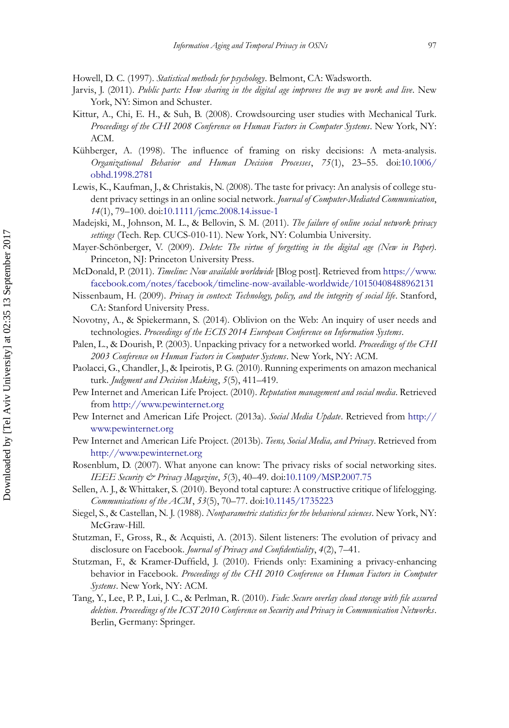Howell, D. C. (1997). *Statistical methods for psychology*. Belmont, CA: Wadsworth.

Jarvis, J. (2011). *Public parts: How sharing in the digital age improves the way we work and live*. New York, NY: Simon and Schuster.

Kittur, A., Chi, E. H., & Suh, B. (2008). Crowdsourcing user studies with Mechanical Turk. *Proceedings of the CHI 2008 Conference on Human Factors in Computer Systems*. New York, NY: ACM.

Kühberger, A. (1998). The influence of framing on risky decisions: A meta-analysis. *Organizational Behavior and Human Decision Processes*, *75*(1), 23–55. doi:10.1006/obhd.1998.2781

Lewis, K., Kaufman, J., & Christakis, N. (2008). The taste for privacy: An analysis of college student privacy settings in an online social network. *Journal of Computer-Mediated Communication*, *14*(1), 79–100. doi:10.1111/jcmc.2008.14.issue-1

Madejski, M., Johnson, M. L., & Bellovin, S. M. (2011). *The failure of online social network privacy settings* (Tech. Rep. CUCS-010-11). New York, NY: Columbia University.

Mayer-Schönberger, V. (2009). *Delete: The virtue of forgetting in the digital age (New in Paper)*. Princeton, NJ: Princeton University Press.

McDonald, P. (2011). *Timeline: Now available worldwide* [Blog post]. Retrieved from https://www.facebook.com/notes/facebook/timeline-now-available-worldwide/10150408488962131

Nissenbaum, H. (2009). *Privacy in context: Technology, policy, and the integrity of social life*. Stanford, CA: Stanford University Press.

Novotny, A., & Spiekermann, S. (2014). Oblivion on the Web: An inquiry of user needs and technologies. *Proceedings of the ECIS 2014 European Conference on Information Systems*.

Palen, L., & Dourish, P. (2003). Unpacking privacy for a networked world. *Proceedings of the CHI 2003 Conference on Human Factors in Computer Systems*. New York, NY: ACM.

Paolacci, G., Chandler, J., & Ipeirotis, P. G. (2010). Running experiments on amazon mechanical turk. *Judgment and Decision Making*, *5*(5), 411–419.

Pew Internet and American Life Project. (2010). *Reputation management and social media*. Retrieved from http://www.pewinternet.org

Pew Internet and American Life Project. (2013a). *Social Media Update*. Retrieved from http://www.pewinternet.org

Pew Internet and American Life Project. (2013b). *Teens, Social Media, and Privacy*. Retrieved from http://www.pewinternet.org

Rosenblum, D. (2007). What anyone can know: The privacy risks of social networking sites. *IEEE Security & Privacy Magazine*, *5*(3), 40–49. doi:10.1109/MSP.2007.75

Sellen, A. J., & Whittaker, S. (2010). Beyond total capture: A constructive critique of lifelogging. *Communications of the ACM*, *53*(5), 70–77. doi:10.1145/1735223

Siegel, S., & Castellan, N. J. (1988). *Nonparametric statistics for the behavioral sciences*. New York, NY: McGraw-Hill.

Stutzman, F., Gross, R., & Acquisti, A. (2013). Silent listeners: The evolution of privacy and disclosure on Facebook. *Journal of Privacy and Confidentiality*, *4*(2), 7–41.

Stutzman, F., & Kramer-Duffield, J. (2010). Friends only: Examining a privacy-enhancing behavior in Facebook. *Proceedings of the CHI 2010 Conference on Human Factors in Computer Systems*. New York, NY: ACM.

Tang, Y., Lee, P. P., Lui, J. C., & Perlman, R. (2010). *Fade: Secure overlay cloud storage with file assured deletion*. *Proceedings of the ICST 2010 Conference on Security and Privacy in Communication Networks*. Berlin, Germany: Springer.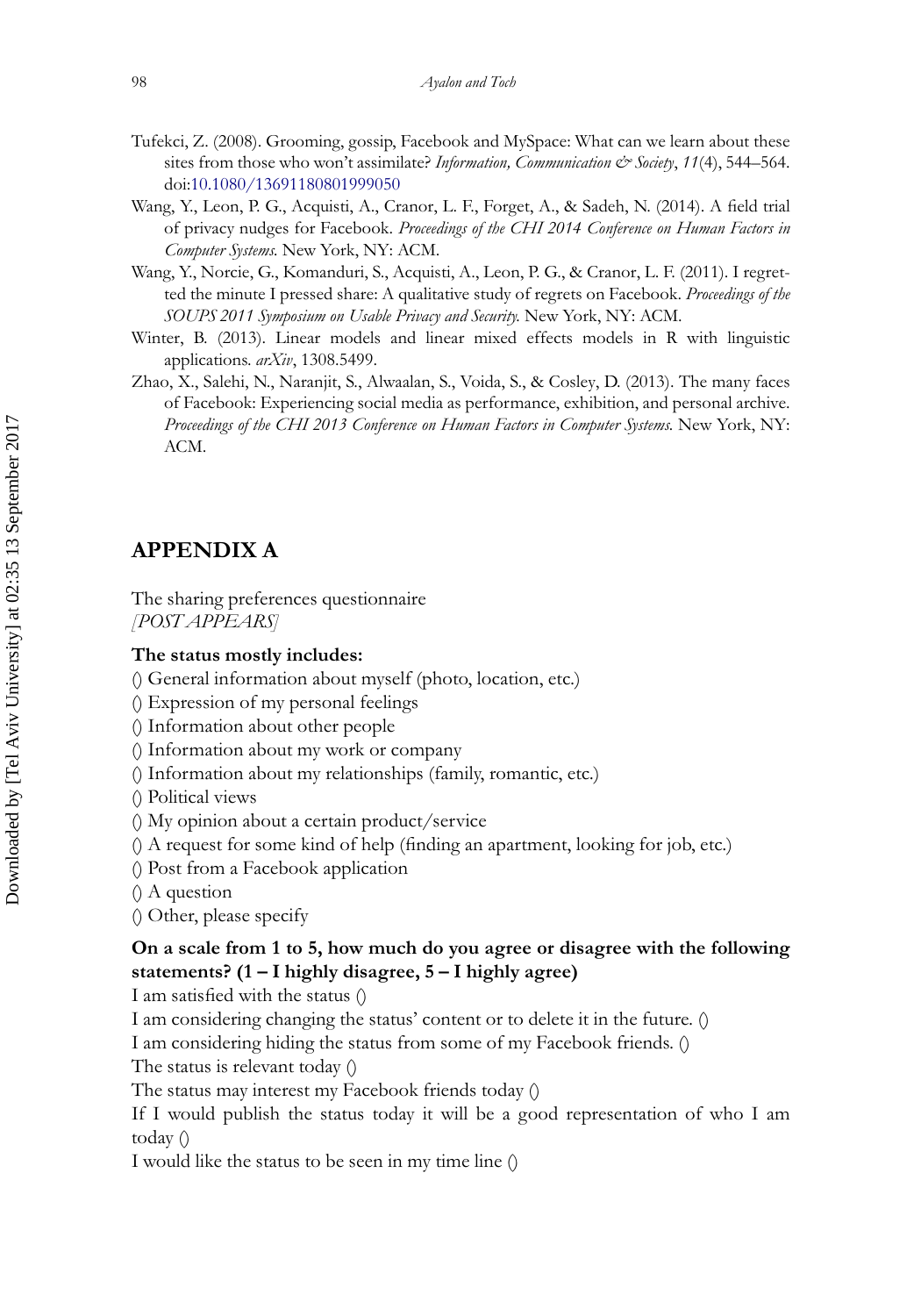Tufekci, Z. (2008). Grooming, gossip, Facebook and MySpace: What can we learn about these sites from those who won't assimilate? *Information, Communication & Society*, *11*(4), 544–564. doi:10.1080/13691180801999050

Wang, Y., Leon, P. G., Acquisti, A., Cranor, L. F., Forget, A., & Sadeh, N. (2014). A field trial of privacy nudges for Facebook. *Proceedings of the CHI 2014 Conference on Human Factors in Computer Systems.* New York, NY: ACM.

Wang, Y., Norcie, G., Komanduri, S., Acquisti, A., Leon, P. G., & Cranor, L. F. (2011). I regretted the minute I pressed share: A qualitative study of regrets on Facebook. *Proceedings of the SOUPS 2011 Symposium on Usable Privacy and Security.* New York, NY: ACM.

Winter, B. (2013). Linear models and linear mixed effects models in R with linguistic applications. *arXiv*, 1308.5499.

Zhao, X., Salehi, N., Naranjit, S., Alwaalan, S., Voida, S., & Cosley, D. (2013). The many faces of Facebook: Experiencing social media as performance, exhibition, and personal archive. *Proceedings of the CHI 2013 Conference on Human Factors in Computer Systems.* New York, NY: ACM.

## APPENDIX A

The sharing preferences questionnaire
*[POST APPEARS]*

**The status mostly includes:**

() General information about myself (photo, location, etc.)
() Expression of my personal feelings
() Information about other people
() Information about my work or company
() Information about my relationships (family, romantic, etc.)
() Political views
() My opinion about a certain product/service
() A request for some kind of help (finding an apartment, looking for job, etc.)
() Post from a Facebook application
() A question
() Other, please specify

**On a scale from 1 to 5, how much do you agree or disagree with the following statements? (1 – I highly disagree, 5 – I highly agree)**

I am satisfied with the status ()
I am considering changing the status' content or to delete it in the future. ()
I am considering hiding the status from some of my Facebook friends. ()
The status is relevant today ()
The status may interest my Facebook friends today ()
If I would publish the status today it will be a good representation of who I am today ()
I would like the status to be seen in my time line ()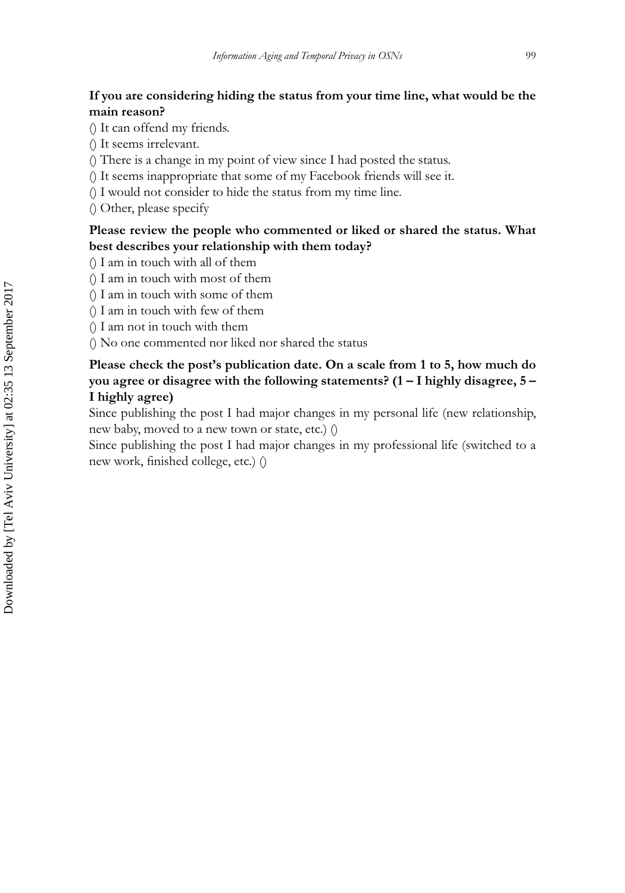**If you are considering hiding the status from your time line, what would be the main reason?**

() It can offend my friends.

() It seems irrelevant.

() There is a change in my point of view since I had posted the status.

() It seems inappropriate that some of my Facebook friends will see it.

() I would not consider to hide the status from my time line.

() Other, please specify

**Please review the people who commented or liked or shared the status. What best describes your relationship with them today?**

() I am in touch with all of them

() I am in touch with most of them

() I am in touch with some of them

() I am in touch with few of them

() I am not in touch with them

() No one commented nor liked nor shared the status

**Please check the post's publication date. On a scale from 1 to 5, how much do you agree or disagree with the following statements? (1 – I highly disagree, 5 – I highly agree)**

Since publishing the post I had major changes in my personal life (new relationship, new baby, moved to a new town or state, etc.) ()

Since publishing the post I had major changes in my professional life (switched to a new work, finished college, etc.) ()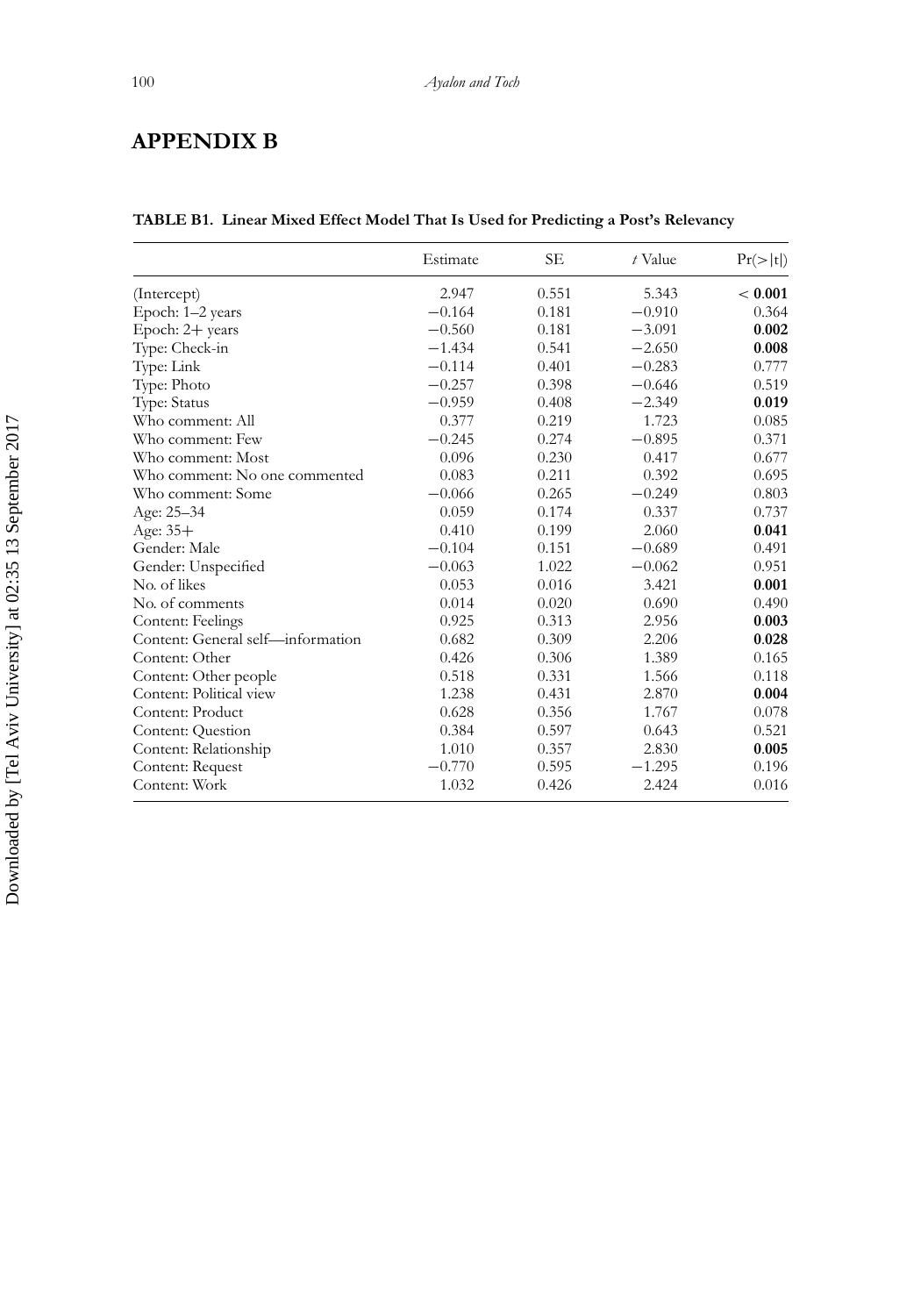# APPENDIX B

**TABLE B1. Linear Mixed Effect Model That Is Used for Predicting a Post's Relevancy**

| | Estimate | SE | *t* Value | Pr(>\|t\|) |
|---|---|---|---|---|
| (Intercept) | 2.947 | 0.551 | 5.343 | **< 0.001** |
| Epoch: 1–2 years | −0.164 | 0.181 | −0.910 | 0.364 |
| Epoch: 2+ years | −0.560 | 0.181 | −3.091 | **0.002** |
| Type: Check-in | −1.434 | 0.541 | −2.650 | **0.008** |
| Type: Link | −0.114 | 0.401 | −0.283 | 0.777 |
| Type: Photo | −0.257 | 0.398 | −0.646 | 0.519 |
| Type: Status | −0.959 | 0.408 | −2.349 | **0.019** |
| Who comment: All | 0.377 | 0.219 | 1.723 | 0.085 |
| Who comment: Few | −0.245 | 0.274 | −0.895 | 0.371 |
| Who comment: Most | 0.096 | 0.230 | 0.417 | 0.677 |
| Who comment: No one commented | 0.083 | 0.211 | 0.392 | 0.695 |
| Who comment: Some | −0.066 | 0.265 | −0.249 | 0.803 |
| Age: 25–34 | 0.059 | 0.174 | 0.337 | 0.737 |
| Age: 35+ | 0.410 | 0.199 | 2.060 | **0.041** |
| Gender: Male | −0.104 | 0.151 | −0.689 | 0.491 |
| Gender: Unspecified | −0.063 | 1.022 | −0.062 | 0.951 |
| No. of likes | 0.053 | 0.016 | 3.421 | **0.001** |
| No. of comments | 0.014 | 0.020 | 0.690 | 0.490 |
| Content: Feelings | 0.925 | 0.313 | 2.956 | **0.003** |
| Content: General self—information | 0.682 | 0.309 | 2.206 | **0.028** |
| Content: Other | 0.426 | 0.306 | 1.389 | 0.165 |
| Content: Other people | 0.518 | 0.331 | 1.566 | 0.118 |
| Content: Political view | 1.238 | 0.431 | 2.870 | **0.004** |
| Content: Product | 0.628 | 0.356 | 1.767 | 0.078 |
| Content: Question | 0.384 | 0.597 | 0.643 | 0.521 |
| Content: Relationship | 1.010 | 0.357 | 2.830 | **0.005** |
| Content: Request | −0.770 | 0.595 | −1.295 | 0.196 |
| Content: Work | 1.032 | 0.426 | 2.424 | 0.016 |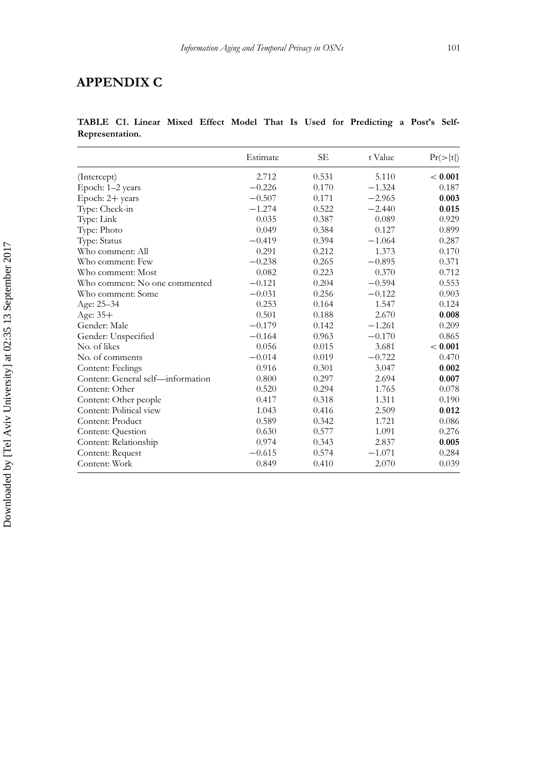# APPENDIX C

**TABLE C1. Linear Mixed Effect Model That Is Used for Predicting a Post's Self-Representation.**

| | Estimate | SE | t Value | Pr(>\|t\|) |
|---|---|---|---|---|
| (Intercept) | 2.712 | 0.531 | 5.110 | **< 0.001** |
| Epoch: 1–2 years | −0.226 | 0.170 | −1.324 | 0.187 |
| Epoch: 2+ years | −0.507 | 0.171 | −2.965 | **0.003** |
| Type: Check-in | −1.274 | 0.522 | −2.440 | **0.015** |
| Type: Link | 0.035 | 0.387 | 0.089 | 0.929 |
| Type: Photo | 0.049 | 0.384 | 0.127 | 0.899 |
| Type: Status | −0.419 | 0.394 | −1.064 | 0.287 |
| Who comment: All | 0.291 | 0.212 | 1.373 | 0.170 |
| Who comment: Few | −0.238 | 0.265 | −0.895 | 0.371 |
| Who comment: Most | 0.082 | 0.223 | 0.370 | 0.712 |
| Who comment: No one commented | −0.121 | 0.204 | −0.594 | 0.553 |
| Who comment: Some | −0.031 | 0.256 | −0.122 | 0.903 |
| Age: 25–34 | 0.253 | 0.164 | 1.547 | 0.124 |
| Age: 35+ | 0.501 | 0.188 | 2.670 | **0.008** |
| Gender: Male | −0.179 | 0.142 | −1.261 | 0.209 |
| Gender: Unspecified | −0.164 | 0.963 | −0.170 | 0.865 |
| No. of likes | 0.056 | 0.015 | 3.681 | **< 0.001** |
| No. of comments | −0.014 | 0.019 | −0.722 | 0.470 |
| Content: Feelings | 0.916 | 0.301 | 3.047 | **0.002** |
| Content: General self—information | 0.800 | 0.297 | 2.694 | **0.007** |
| Content: Other | 0.520 | 0.294 | 1.765 | 0.078 |
| Content: Other people | 0.417 | 0.318 | 1.311 | 0.190 |
| Content: Political view | 1.043 | 0.416 | 2.509 | **0.012** |
| Content: Product | 0.589 | 0.342 | 1.721 | 0.086 |
| Content: Question | 0.630 | 0.577 | 1.091 | 0.276 |
| Content: Relationship | 0.974 | 0.343 | 2.837 | **0.005** |
| Content: Request | −0.615 | 0.574 | −1.071 | 0.284 |
| Content: Work | 0.849 | 0.410 | 2.070 | 0.039 |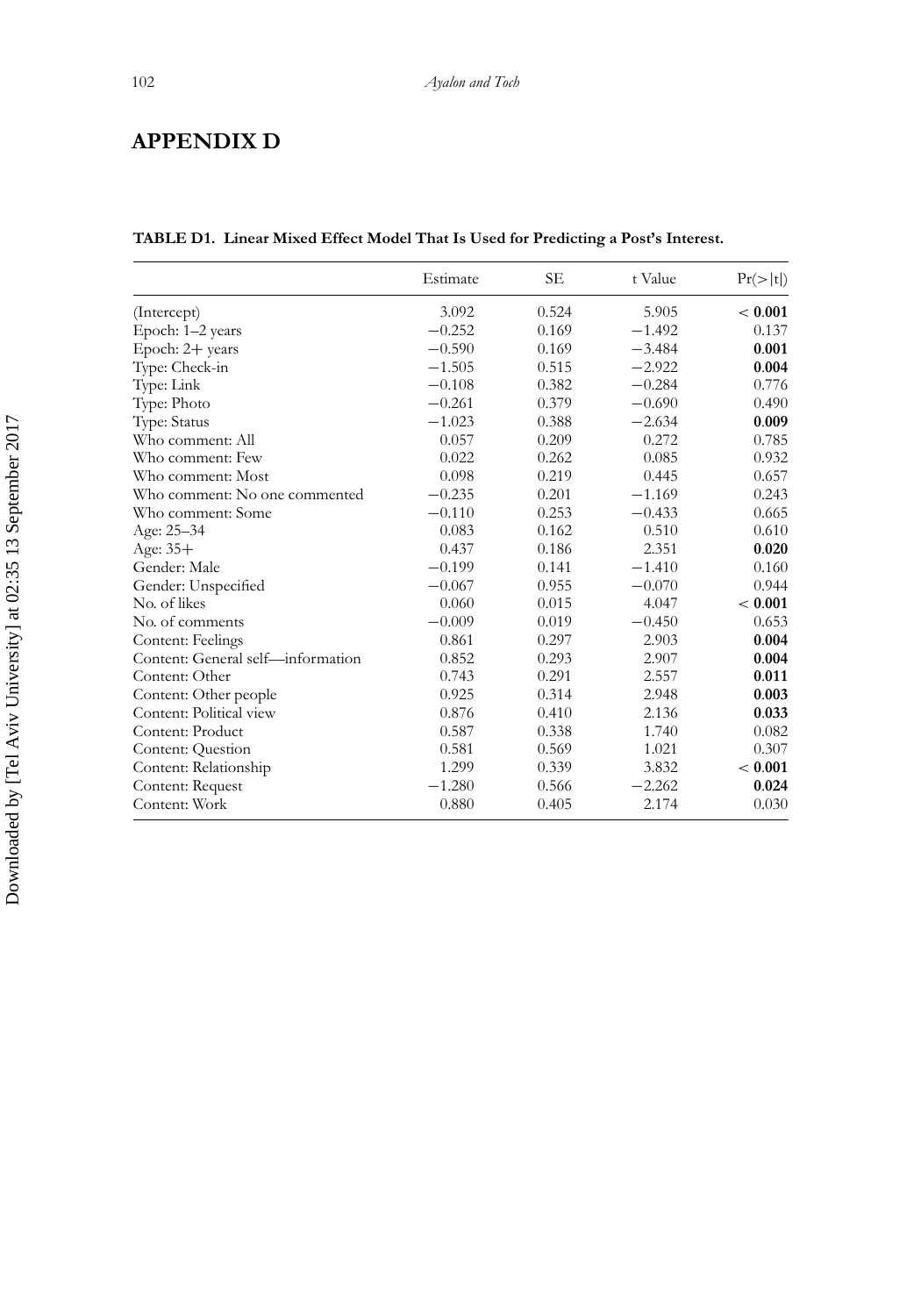# APPENDIX D

**TABLE D1. Linear Mixed Effect Model That Is Used for Predicting a Post's Interest.**

| | Estimate | SE | t Value | Pr(>\|t\|) |
|---|---|---|---|---|
| (Intercept) | 3.092 | 0.524 | 5.905 | **< 0.001** |
| Epoch: 1–2 years | −0.252 | 0.169 | −1.492 | 0.137 |
| Epoch: 2+ years | −0.590 | 0.169 | −3.484 | **0.001** |
| Type: Check-in | −1.505 | 0.515 | −2.922 | **0.004** |
| Type: Link | −0.108 | 0.382 | −0.284 | 0.776 |
| Type: Photo | −0.261 | 0.379 | −0.690 | 0.490 |
| Type: Status | −1.023 | 0.388 | −2.634 | **0.009** |
| Who comment: All | 0.057 | 0.209 | 0.272 | 0.785 |
| Who comment: Few | 0.022 | 0.262 | 0.085 | 0.932 |
| Who comment: Most | 0.098 | 0.219 | 0.445 | 0.657 |
| Who comment: No one commented | −0.235 | 0.201 | −1.169 | 0.243 |
| Who comment: Some | −0.110 | 0.253 | −0.433 | 0.665 |
| Age: 25–34 | 0.083 | 0.162 | 0.510 | 0.610 |
| Age: 35+ | 0.437 | 0.186 | 2.351 | **0.020** |
| Gender: Male | −0.199 | 0.141 | −1.410 | 0.160 |
| Gender: Unspecified | −0.067 | 0.955 | −0.070 | 0.944 |
| No. of likes | 0.060 | 0.015 | 4.047 | **< 0.001** |
| No. of comments | −0.009 | 0.019 | −0.450 | 0.653 |
| Content: Feelings | 0.861 | 0.297 | 2.903 | **0.004** |
| Content: General self—information | 0.852 | 0.293 | 2.907 | **0.004** |
| Content: Other | 0.743 | 0.291 | 2.557 | **0.011** |
| Content: Other people | 0.925 | 0.314 | 2.948 | **0.003** |
| Content: Political view | 0.876 | 0.410 | 2.136 | **0.033** |
| Content: Product | 0.587 | 0.338 | 1.740 | 0.082 |
| Content: Question | 0.581 | 0.569 | 1.021 | 0.307 |
| Content: Relationship | 1.299 | 0.339 | 3.832 | **< 0.001** |
| Content: Request | −1.280 | 0.566 | −2.262 | **0.024** |
| Content: Work | 0.880 | 0.405 | 2.174 | 0.030 |